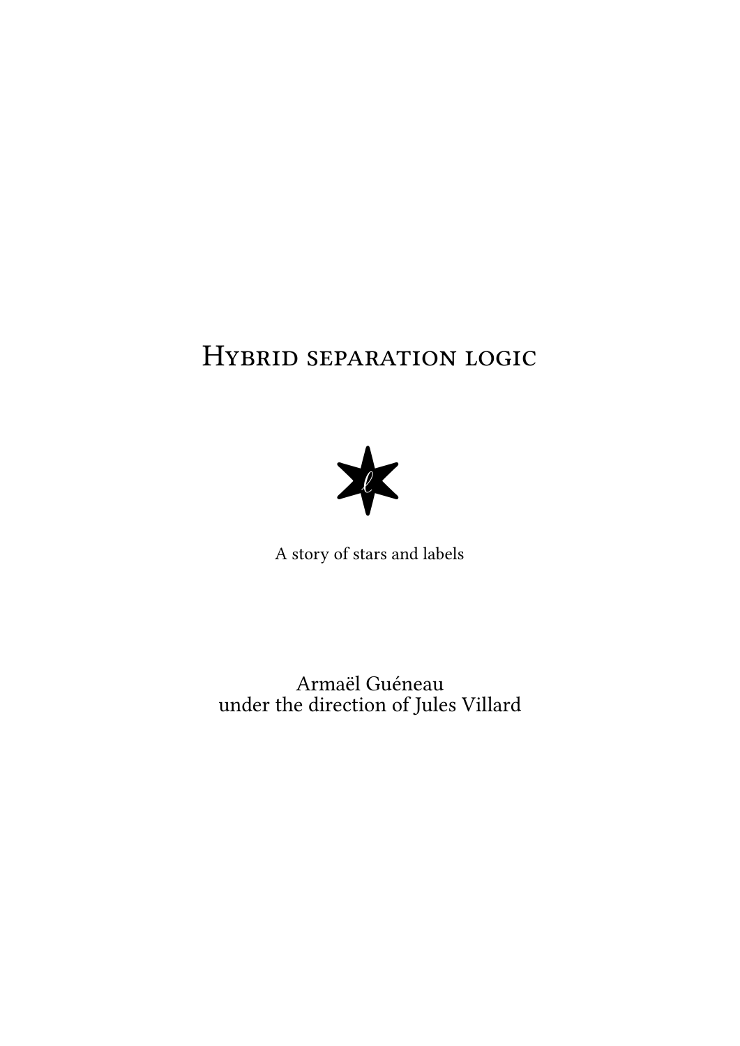# Hybrid separation logic

A story of stars and labels

Armaël Guéneau
under the direction of Jules Villard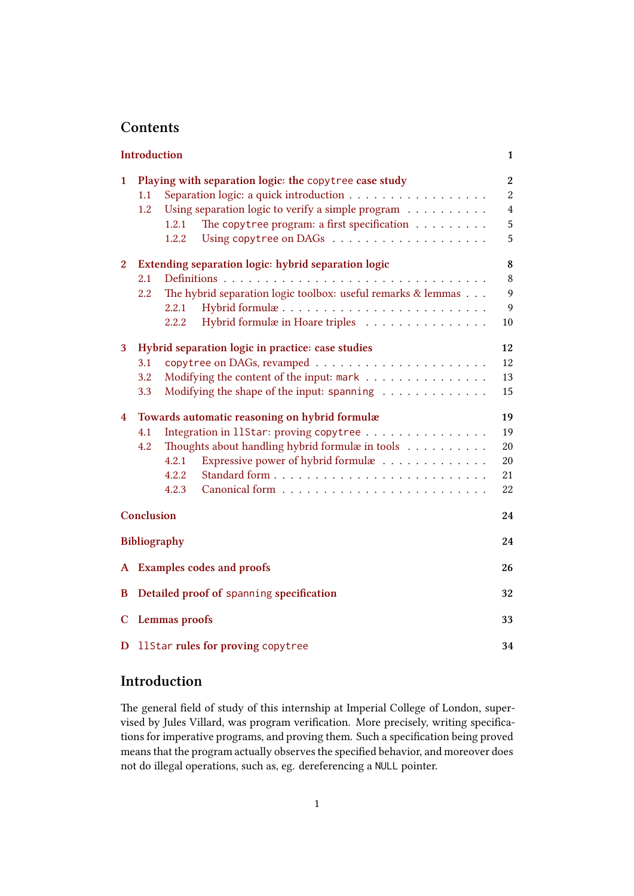# Contents

| | | |
|---|---|---|
| **Introduction** | | **1** |
| **1** | **Playing with separation logic: the `copytree` case study** | **2** |
| 1.1 | Separation logic: a quick introduction | 2 |
| 1.2 | Using separation logic to verify a simple program | 4 |
| 1.2.1 | The `copytree` program: a first specification | 5 |
| 1.2.2 | Using `copytree` on DAGs | 5 |
| **2** | **Extending separation logic: hybrid separation logic** | **8** |
| 2.1 | Definitions | 8 |
| 2.2 | The hybrid separation logic toolbox: useful remarks & lemmas | 9 |
| 2.2.1 | Hybrid formulæ | 9 |
| 2.2.2 | Hybrid formulæ in Hoare triples | 10 |
| **3** | **Hybrid separation logic in practice: case studies** | **12** |
| 3.1 | `copytree` on DAGs, revamped | 12 |
| 3.2 | Modifying the content of the input: `mark` | 13 |
| 3.3 | Modifying the shape of the input: `spanning` | 15 |
| **4** | **Towards automatic reasoning on hybrid formulæ** | **19** |
| 4.1 | Integration in `llStar`: proving `copytree` | 19 |
| 4.2 | Thoughts about handling hybrid formulæ in tools | 20 |
| 4.2.1 | Expressive power of hybrid formulæ | 20 |
| 4.2.2 | Standard form | 21 |
| 4.2.3 | Canonical form | 22 |
| **Conclusion** | | **24** |
| **Bibliography** | | **24** |
| **A** | **Examples codes and proofs** | **26** |
| **B** | **Detailed proof of `spanning` specification** | **32** |
| **C** | **Lemmas proofs** | **33** |
| **D** | **`llStar` rules for proving `copytree`** | **34** |

# Introduction

The general field of study of this internship at Imperial College of London, supervised by Jules Villard, was program verification. More precisely, writing specifications for imperative programs, and proving them. Such a specification being proved means that the program actually observes the specified behavior, and moreover does not do illegal operations, such as, eg. dereferencing a `NULL` pointer.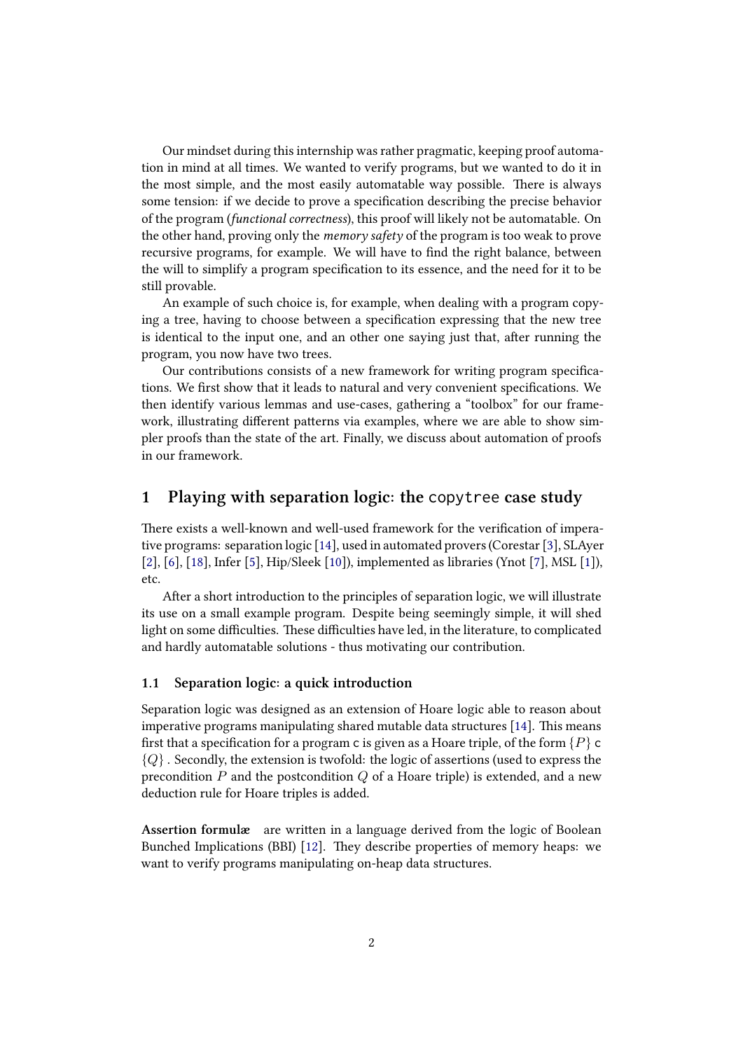Our mindset during this internship was rather pragmatic, keeping proof automation in mind at all times. We wanted to verify programs, but we wanted to do it in the most simple, and the most easily automatable way possible. There is always some tension: if we decide to prove a specification describing the precise behavior of the program (*functional correctness*), this proof will likely not be automatable. On the other hand, proving only the *memory safety* of the program is too weak to prove recursive programs, for example. We will have to find the right balance, between the will to simplify a program specification to its essence, and the need for it to be still provable.

An example of such choice is, for example, when dealing with a program copying a tree, having to choose between a specification expressing that the new tree is identical to the input one, and an other one saying just that, after running the program, you now have two trees.

Our contributions consists of a new framework for writing program specifications. We first show that it leads to natural and very convenient specifications. We then identify various lemmas and use-cases, gathering a "toolbox" for our framework, illustrating different patterns via examples, where we are able to show simpler proofs than the state of the art. Finally, we discuss about automation of proofs in our framework.

# 1 Playing with separation logic: the `copytree` case study

There exists a well-known and well-used framework for the verification of imperative programs: separation logic [14], used in automated provers (Corestar [3], SLAyer [2], [6], [18], Infer [5], Hip/Sleek [10]), implemented as libraries (Ynot [7], MSL [1]), etc.

After a short introduction to the principles of separation logic, we will illustrate its use on a small example program. Despite being seemingly simple, it will shed light on some difficulties. These difficulties have led, in the literature, to complicated and hardly automatable solutions - thus motivating our contribution.

## 1.1 Separation logic: a quick introduction

Separation logic was designed as an extension of Hoare logic able to reason about imperative programs manipulating shared mutable data structures [14]. This means first that a specification for a program `c` is given as a Hoare triple, of the form $\{P\}$ `c` $\{Q\}$ . Secondly, the extension is twofold: the logic of assertions (used to express the precondition $P$ and the postcondition $Q$ of a Hoare triple) is extended, and a new deduction rule for Hoare triples is added.

**Assertion formulæ** are written in a language derived from the logic of Boolean Bunched Implications (BBI) [12]. They describe properties of memory heaps: we want to verify programs manipulating on-heap data structures.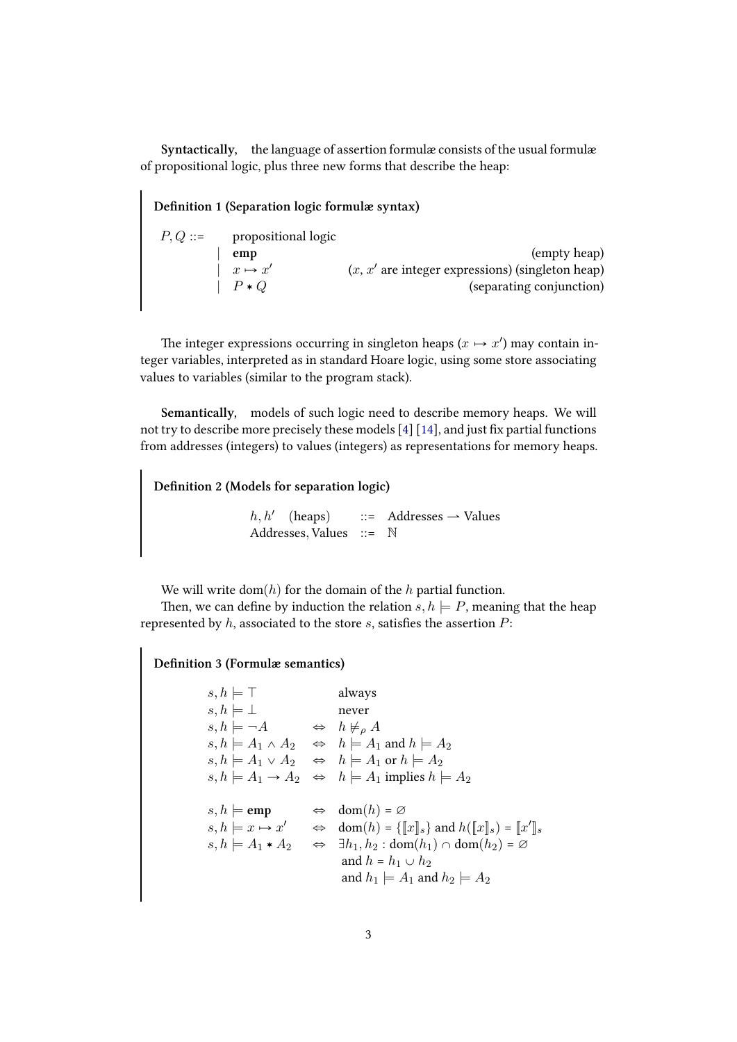**Syntactically,** the language of assertion formulæ consists of the usual formulæ of propositional logic, plus three new forms that describe the heap:

> **Definition 1 (Separation logic formulæ syntax)**
>
> $$
> \begin{array}{llr}
> P, Q ::= & \text{propositional logic} & \\
> \mid & \mathbf{emp} & \text{(empty heap)} \\
> \mid & x \mapsto x' & (x, x' \text{ are integer expressions) (singleton heap)} \\
> \mid & P * Q & \text{(separating conjunction)}
> \end{array}
> $$

The integer expressions occurring in singleton heaps ($x \mapsto x'$) may contain integer variables, interpreted as in standard Hoare logic, using some store associating values to variables (similar to the program stack).

**Semantically,** models of such logic need to describe memory heaps. We will not try to describe more precisely these models [4] [14], and just fix partial functions from addresses (integers) to values (integers) as representations for memory heaps.

> **Definition 2 (Models for separation logic)**
>
> $$
> \begin{array}{lcl}
> h, h' \quad \text{(heaps)} & ::= & \text{Addresses} \rightharpoonup \text{Values} \\
> \text{Addresses, Values} & ::= & \mathbb{N}
> \end{array}
> $$

We will write $\mathrm{dom}(h)$ for the domain of the $h$ partial function.

Then, we can define by induction the relation $s, h \models P$, meaning that the heap represented by $h$, associated to the store $s$, satisfies the assertion $P$:

> **Definition 3 (Formulæ semantics)**
>
> $$
> \begin{array}{lcl}
> s, h \models \top & & \text{always} \\
> s, h \models \bot & & \text{never} \\
> s, h \models \neg A & \Leftrightarrow & h \not\models_\rho A \\
> s, h \models A_1 \wedge A_2 & \Leftrightarrow & h \models A_1 \text{ and } h \models A_2 \\
> s, h \models A_1 \vee A_2 & \Leftrightarrow & h \models A_1 \text{ or } h \models A_2 \\
> s, h \models A_1 \rightarrow A_2 & \Leftrightarrow & h \models A_1 \text{ implies } h \models A_2 \\
> & & \\
> s, h \models \mathbf{emp} & \Leftrightarrow & \mathrm{dom}(h) = \varnothing \\
> s, h \models x \mapsto x' & \Leftrightarrow & \mathrm{dom}(h) = \{[\![x]\!]_s\} \text{ and } h([\![x]\!]_s) = [\![x']\!]_s \\
> s, h \models A_1 * A_2 & \Leftrightarrow & \exists h_1, h_2 : \mathrm{dom}(h_1) \cap \mathrm{dom}(h_2) = \varnothing \\
> & & \text{and } h = h_1 \cup h_2 \\
> & & \text{and } h_1 \models A_1 \text{ and } h_2 \models A_2
> \end{array}
> $$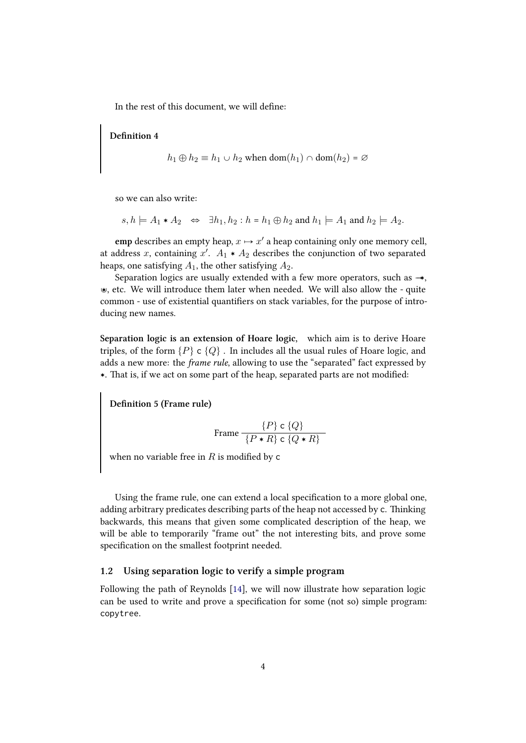In the rest of this document, we will define:

**Definition 4**

$$h_1 \oplus h_2 \equiv h_1 \cup h_2 \text{ when } \mathrm{dom}(h_1) \cap \mathrm{dom}(h_2) = \varnothing$$

so we can also write:

$$s, h \models A_1 * A_2 \quad \Leftrightarrow \quad \exists h_1, h_2 : h = h_1 \oplus h_2 \text{ and } h_1 \models A_1 \text{ and } h_2 \models A_2.$$

**emp** describes an empty heap, $x \mapsto x'$ a heap containing only one memory cell, at address $x$, containing $x'$. $A_1 * A_2$ describes the conjunction of two separated heaps, one satisfying $A_1$, the other satisfying $A_2$.

Separation logics are usually extended with a few more operators, such as $-\!*$, $\circledast$, etc. We will introduce them later when needed. We will also allow the - quite common - use of existential quantifiers on stack variables, for the purpose of introducing new names.

**Separation logic is an extension of Hoare logic**, which aim is to derive Hoare triples, of the form $\{P\}$ c $\{Q\}$ . In includes all the usual rules of Hoare logic, and adds a new more: the *frame rule*, allowing to use the "separated" fact expressed by $*$. That is, if we act on some part of the heap, separated parts are not modified:

**Definition 5 (Frame rule)**

$$\text{Frame}\ \frac{\{P\}\ \mathsf{c}\ \{Q\}}{\{P * R\}\ \mathsf{c}\ \{Q * R\}}$$

when no variable free in $R$ is modified by c

Using the frame rule, one can extend a local specification to a more global one, adding arbitrary predicates describing parts of the heap not accessed by c. Thinking backwards, this means that given some complicated description of the heap, we will be able to temporarily "frame out" the not interesting bits, and prove some specification on the smallest footprint needed.

### 1.2 Using separation logic to verify a simple program

Following the path of Reynolds [14], we will now illustrate how separation logic can be used to write and prove a specification for some (not so) simple program: `copytree`.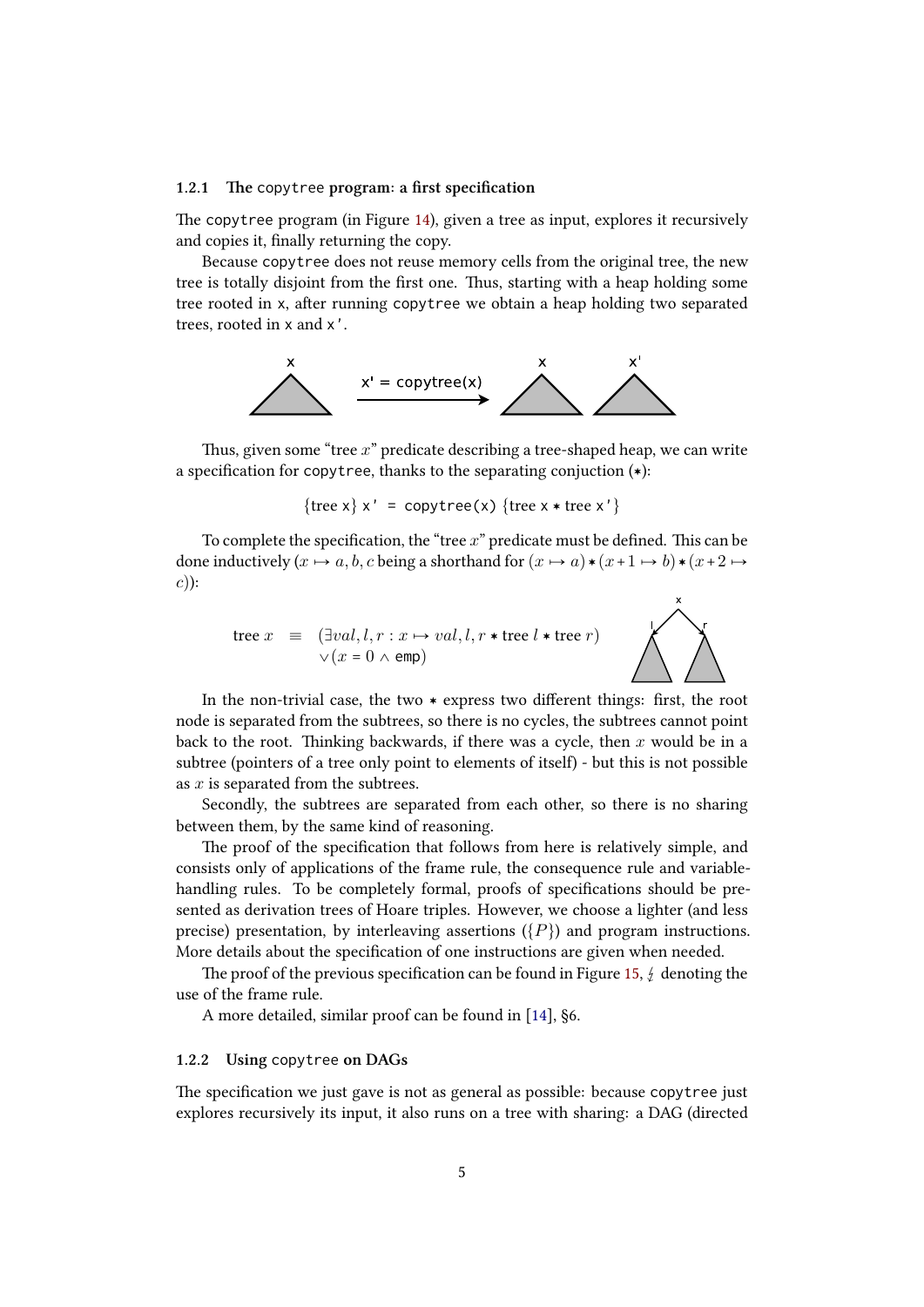### 1.2.1 The `copytree` program: a first specification

The `copytree` program (in Figure 14), given a tree as input, explores it recursively and copies it, finally returning the copy.

Because `copytree` does not reuse memory cells from the original tree, the new tree is totally disjoint from the first one. Thus, starting with a heap holding some tree rooted in `x`, after running `copytree` we obtain a heap holding two separated trees, rooted in `x` and `x'`.

Thus, given some "tree $x$" predicate describing a tree-shaped heap, we can write a specification for `copytree`, thanks to the separating conjuction ($*$):

$$\{\text{tree } \texttt{x}\}\ \texttt{x' = copytree(x)}\ \{\text{tree } \texttt{x} * \text{tree } \texttt{x'}\}$$

To complete the specification, the "tree $x$" predicate must be defined. This can be done inductively ($x \mapsto a, b, c$ being a shorthand for $(x \mapsto a) * (x+1 \mapsto b) * (x+2 \mapsto c)$):

$$\begin{aligned} \text{tree } x \quad \equiv \quad & (\exists val, l, r : x \mapsto val, l, r * \text{tree } l * \text{tree } r) \\ & \vee (x = 0 \wedge \texttt{emp}) \end{aligned}$$

In the non-trivial case, the two $*$ express two different things: first, the root node is separated from the subtrees, so there is no cycles, the subtrees cannot point back to the root. Thinking backwards, if there was a cycle, then $x$ would be in a subtree (pointers of a tree only point to elements of itself) - but this is not possible as $x$ is separated from the subtrees.

Secondly, the subtrees are separated from each other, so there is no sharing between them, by the same kind of reasoning.

The proof of the specification that follows from here is relatively simple, and consists only of applications of the frame rule, the consequence rule and variable-handling rules. To be completely formal, proofs of specifications should be presented as derivation trees of Hoare triples. However, we choose a lighter (and less precise) presentation, by interleaving assertions ($\{P\}$) and program instructions. More details about the specification of one instructions are given when needed.

The proof of the previous specification can be found in Figure 15, $\lightning$ denoting the use of the frame rule.

A more detailed, similar proof can be found in [14], §6.

### 1.2.2 Using `copytree` on DAGs

The specification we just gave is not as general as possible: because `copytree` just explores recursively its input, it also runs on a tree with sharing: a DAG (directed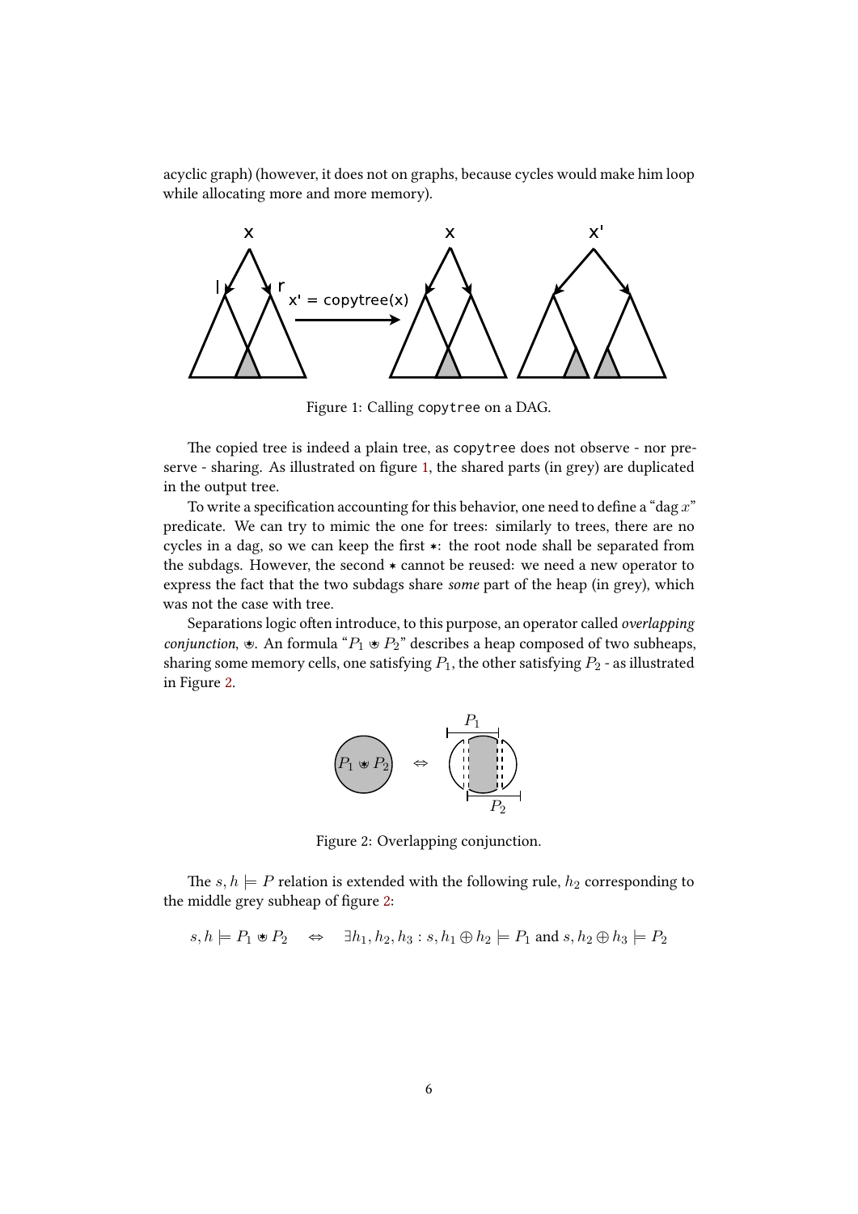acyclic graph) (however, it does not on graphs, because cycles would make him loop while allocating more and more memory).

Figure 1: Calling `copytree` on a DAG.

The copied tree is indeed a plain tree, as `copytree` does not observe - nor preserve - sharing. As illustrated on figure 1, the shared parts (in grey) are duplicated in the output tree.

To write a specification accounting for this behavior, one need to define a "dag $x$" predicate. We can try to mimic the one for trees: similarly to trees, there are no cycles in a dag, so we can keep the first $*$: the root node shall be separated from the subdags. However, the second $*$ cannot be reused: we need a new operator to express the fact that the two subdags share *some* part of the heap (in grey), which was not the case with tree.

Separations logic often introduce, to this purpose, an operator called *overlapping conjunction*, $\circledast$. An formula "$P_1 \circledast P_2$" describes a heap composed of two subheaps, sharing some memory cells, one satisfying $P_1$, the other satisfying $P_2$ - as illustrated in Figure 2.

Figure 2: Overlapping conjunction.

The $s, h \models P$ relation is extended with the following rule, $h_2$ corresponding to the middle grey subheap of figure 2:

$$s, h \models P_1 \circledast P_2 \quad \Leftrightarrow \quad \exists h_1, h_2, h_3 : s, h_1 \oplus h_2 \models P_1 \text{ and } s, h_2 \oplus h_3 \models P_2$$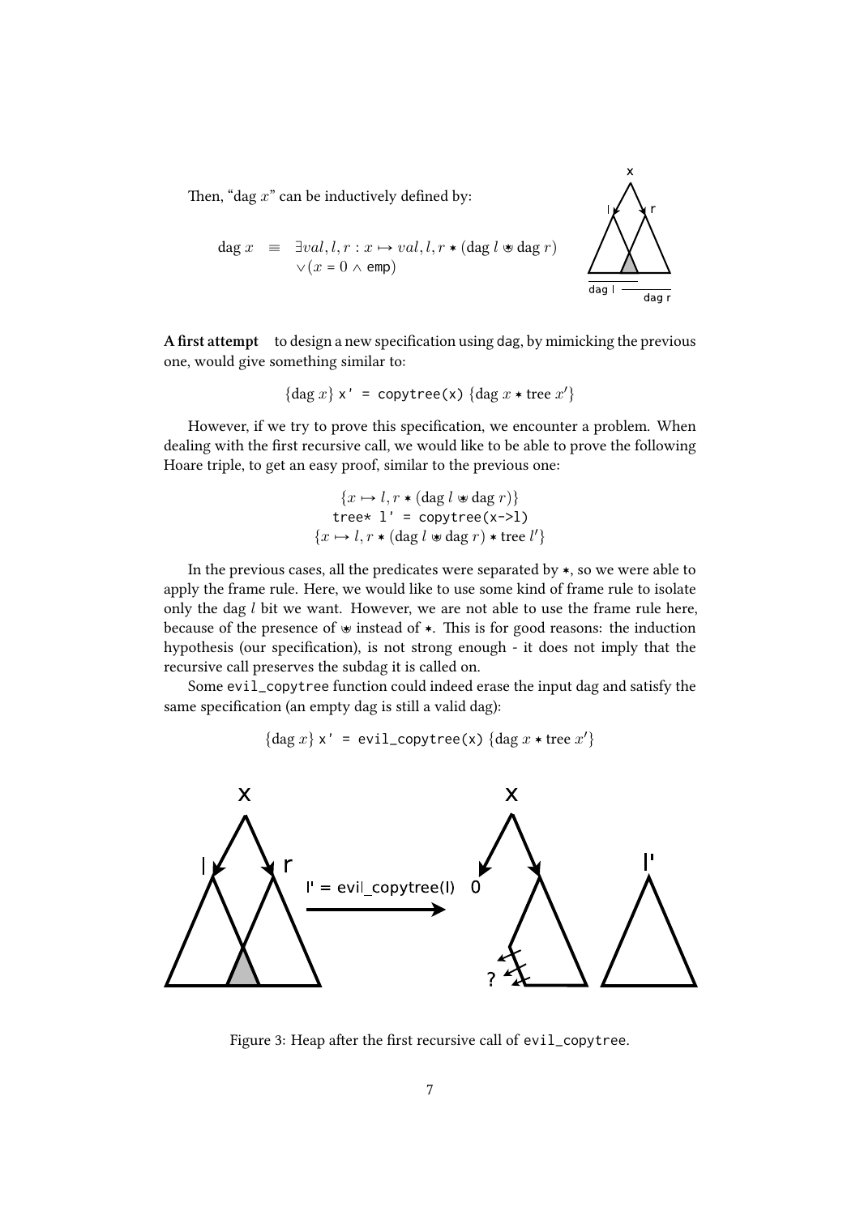Then, "dag $x$" can be inductively defined by:

$$\text{dag } x \;\equiv\; \exists val, l, r : x \mapsto val, l, r * (\text{dag } l \circledast \text{dag } r) \\ \lor (x = 0 \land \texttt{emp})$$

**A first attempt** to design a new specification using dag, by mimicking the previous one, would give something similar to:

$$\{\text{dag } x\} \; \texttt{x' = copytree(x)} \; \{\text{dag } x * \text{tree } x'\}$$

However, if we try to prove this specification, we encounter a problem. When dealing with the first recursive call, we would like to be able to prove the following Hoare triple, to get an easy proof, similar to the previous one:

$$\{x \mapsto l, r * (\text{dag } l \circledast \text{dag } r)\}$$
$$\texttt{tree* l' = copytree(x->l)}$$
$$\{x \mapsto l, r * (\text{dag } l \circledast \text{dag } r) * \text{tree } l'\}$$

In the previous cases, all the predicates were separated by $*$, so we were able to apply the frame rule. Here, we would like to use some kind of frame rule to isolate only the dag $l$ bit we want. However, we are not able to use the frame rule here, because of the presence of $\circledast$ instead of $*$. This is for good reasons: the induction hypothesis (our specification), is not strong enough - it does not imply that the recursive call preserves the subdag it is called on.

Some `evil_copytree` function could indeed erase the input dag and satisfy the same specification (an empty dag is still a valid dag):

$$\{\text{dag } x\} \; \texttt{x' = evil\_copytree(x)} \; \{\text{dag } x * \text{tree } x'\}$$

Figure 3: Heap after the first recursive call of `evil_copytree`.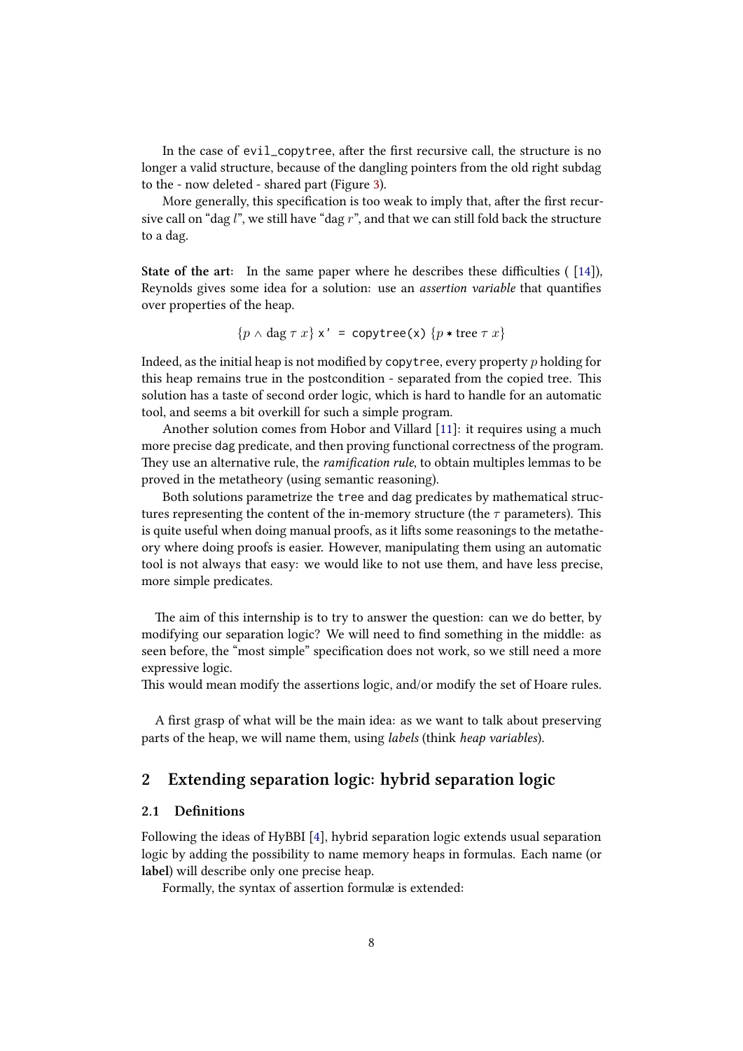In the case of evil_copytree, after the first recursive call, the structure is no longer a valid structure, because of the dangling pointers from the old right subdag to the - now deleted - shared part (Figure 3).

More generally, this specification is too weak to imply that, after the first recursive call on “dag $l$”, we still have “dag $r$”, and that we can still fold back the structure to a dag.

**State of the art:** In the same paper where he describes these difficulties ( [14]), Reynolds gives some idea for a solution: use an *assertion variable* that quantifies over properties of the heap.

$$\{p \wedge \mathsf{dag}\ \tau\ x\}\ \texttt{x' = copytree(x)}\ \{p \ast \mathsf{tree}\ \tau\ x\}$$

Indeed, as the initial heap is not modified by copytree, every property $p$ holding for this heap remains true in the postcondition - separated from the copied tree. This solution has a taste of second order logic, which is hard to handle for an automatic tool, and seems a bit overkill for such a simple program.

Another solution comes from Hobor and Villard [11]: it requires using a much more precise dag predicate, and then proving functional correctness of the program. They use an alternative rule, the *ramification rule*, to obtain multiples lemmas to be proved in the metatheory (using semantic reasoning).

Both solutions parametrize the tree and dag predicates by mathematical structures representing the content of the in-memory structure (the $\tau$ parameters). This is quite useful when doing manual proofs, as it lifts some reasonings to the metatheory where doing proofs is easier. However, manipulating them using an automatic tool is not always that easy: we would like to not use them, and have less precise, more simple predicates.

The aim of this internship is to try to answer the question: can we do better, by modifying our separation logic? We will need to find something in the middle: as seen before, the “most simple” specification does not work, so we still need a more expressive logic.
This would mean modify the assertions logic, and/or modify the set of Hoare rules.

A first grasp of what will be the main idea: as we want to talk about preserving parts of the heap, we will name them, using *labels* (think *heap variables*).

## 2 Extending separation logic: hybrid separation logic

### 2.1 Definitions

Following the ideas of HyBBI [4], hybrid separation logic extends usual separation logic by adding the possibility to name memory heaps in formulas. Each name (or **label**) will describe only one precise heap.

Formally, the syntax of assertion formulæ is extended: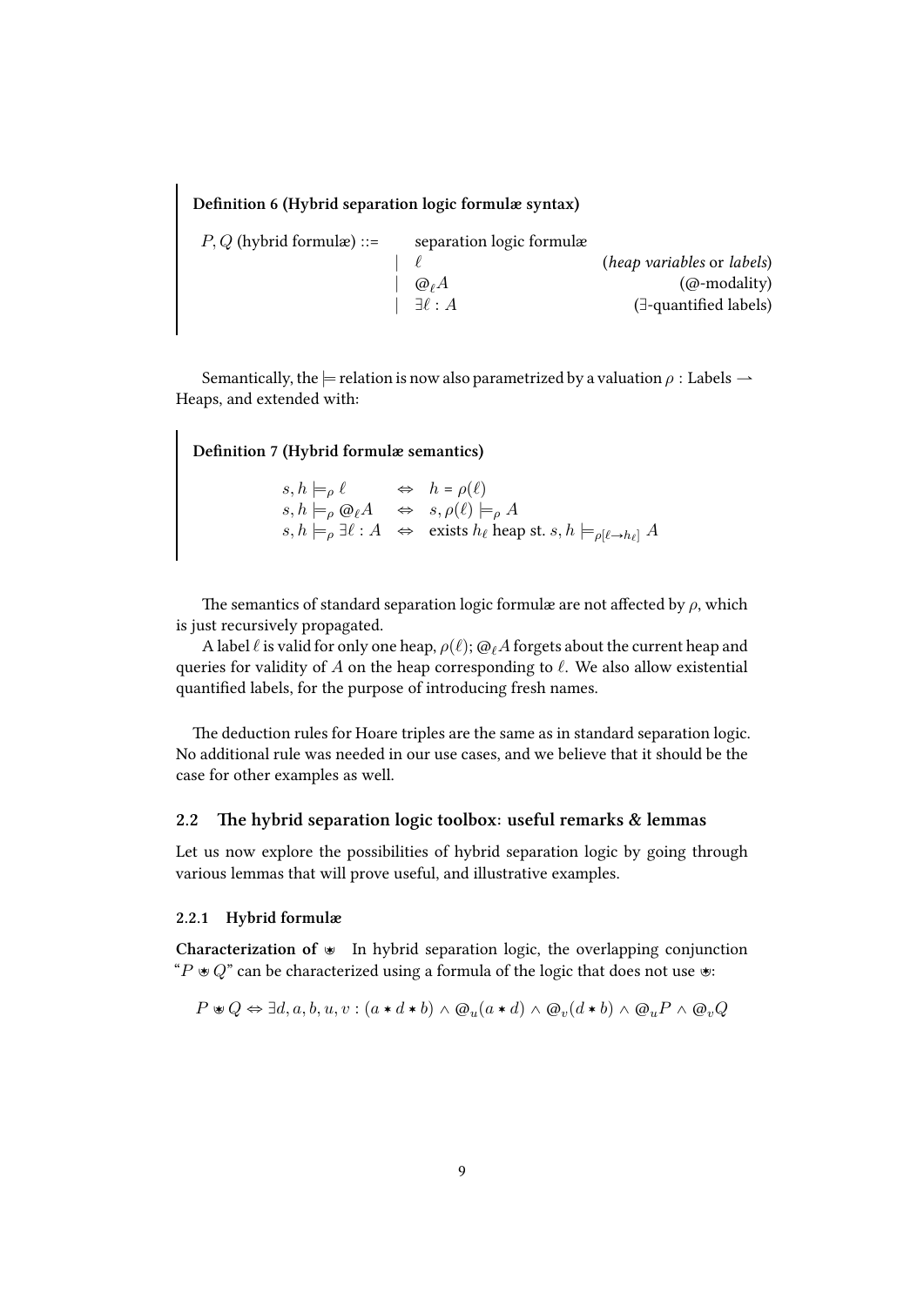**Definition 6 (Hybrid separation logic formulæ syntax)**

$$
\begin{array}{lll}
P, Q \text{ (hybrid formulæ)} ::= & \text{separation logic formulæ} & \\
& \mid\ \ell & (\textit{heap variables} \text{ or } \textit{labels}) \\
& \mid\ @_\ell A & (@\text{-modality}) \\
& \mid\ \exists \ell : A & (\exists\text{-quantified labels})
\end{array}
$$

Semantically, the $\models$ relation is now also parametrized by a valuation $\rho$ : Labels $\rightharpoonup$ Heaps, and extended with:

**Definition 7 (Hybrid formulæ semantics)**

$$
\begin{array}{lll}
s, h \models_\rho \ell & \Leftrightarrow & h = \rho(\ell) \\
s, h \models_\rho @_\ell A & \Leftrightarrow & s, \rho(\ell) \models_\rho A \\
s, h \models_\rho \exists \ell : A & \Leftrightarrow & \text{exists } h_\ell \text{ heap st. } s, h \models_{\rho[\ell \to h_\ell]} A
\end{array}
$$

The semantics of standard separation logic formulæ are not affected by $\rho$, which is just recursively propagated.

A label $\ell$ is valid for only one heap, $\rho(\ell)$; $@_\ell A$ forgets about the current heap and queries for validity of $A$ on the heap corresponding to $\ell$. We also allow existential quantified labels, for the purpose of introducing fresh names.

The deduction rules for Hoare triples are the same as in standard separation logic. No additional rule was needed in our use cases, and we believe that it should be the case for other examples as well.

## 2.2 The hybrid separation logic toolbox: useful remarks & lemmas

Let us now explore the possibilities of hybrid separation logic by going through various lemmas that will prove useful, and illustrative examples.

### 2.2.1 Hybrid formulæ

**Characterization of $\circledast$** In hybrid separation logic, the overlapping conjunction "$P \circledast Q$" can be characterized using a formula of the logic that does not use $\circledast$:

$$P \circledast Q \Leftrightarrow \exists d, a, b, u, v : (a * d * b) \wedge @_u(a * d) \wedge @_v(d * b) \wedge @_u P \wedge @_v Q$$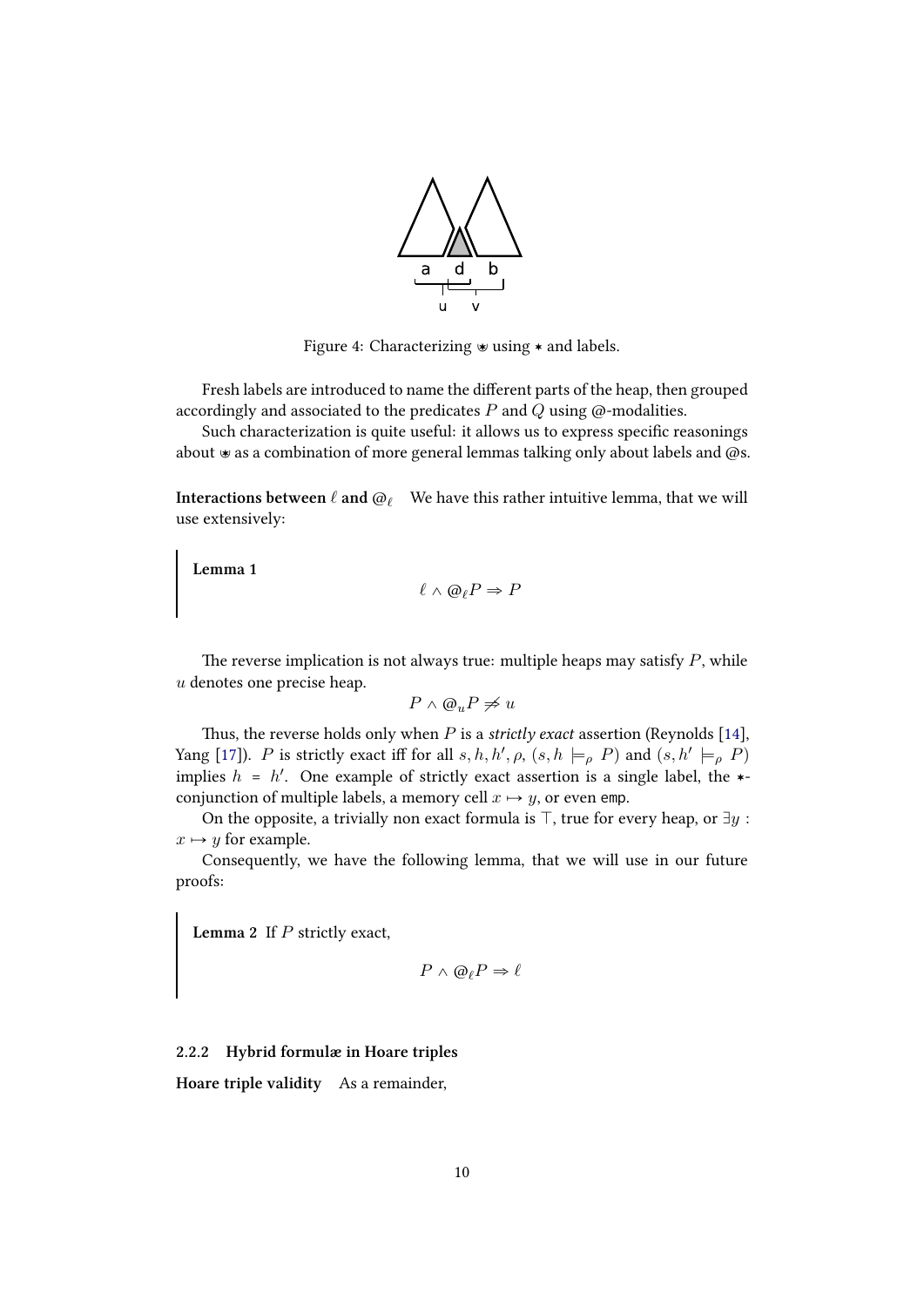Figure 4: Characterizing $\circledast$ using $*$ and labels.

Fresh labels are introduced to name the different parts of the heap, then grouped accordingly and associated to the predicates $P$ and $Q$ using @-modalities.

Such characterization is quite useful: it allows us to express specific reasonings about $\circledast$ as a combination of more general lemmas talking only about labels and @s.

**Interactions between $\ell$ and $@_\ell$** We have this rather intuitive lemma, that we will use extensively:

**Lemma 1**

$$\ell \wedge @_\ell P \Rightarrow P$$

The reverse implication is not always true: multiple heaps may satisfy $P$, while $u$ denotes one precise heap.

$$P \wedge @_u P \not\Rightarrow u$$

Thus, the reverse holds only when $P$ is a *strictly exact* assertion (Reynolds [14], Yang [17]). $P$ is strictly exact iff for all $s, h, h', \rho$, $(s, h \models_\rho P)$ and $(s, h' \models_\rho P)$ implies $h = h'$. One example of strictly exact assertion is a single label, the $*$-conjunction of multiple labels, a memory cell $x \mapsto y$, or even `emp`.

On the opposite, a trivially non exact formula is $\top$, true for every heap, or $\exists y : x \mapsto y$ for example.

Consequently, we have the following lemma, that we will use in our future proofs:

**Lemma 2** If $P$ strictly exact,

$$P \wedge @_\ell P \Rightarrow \ell$$

### 2.2.2 Hybrid formulæ in Hoare triples

**Hoare triple validity** As a remainder,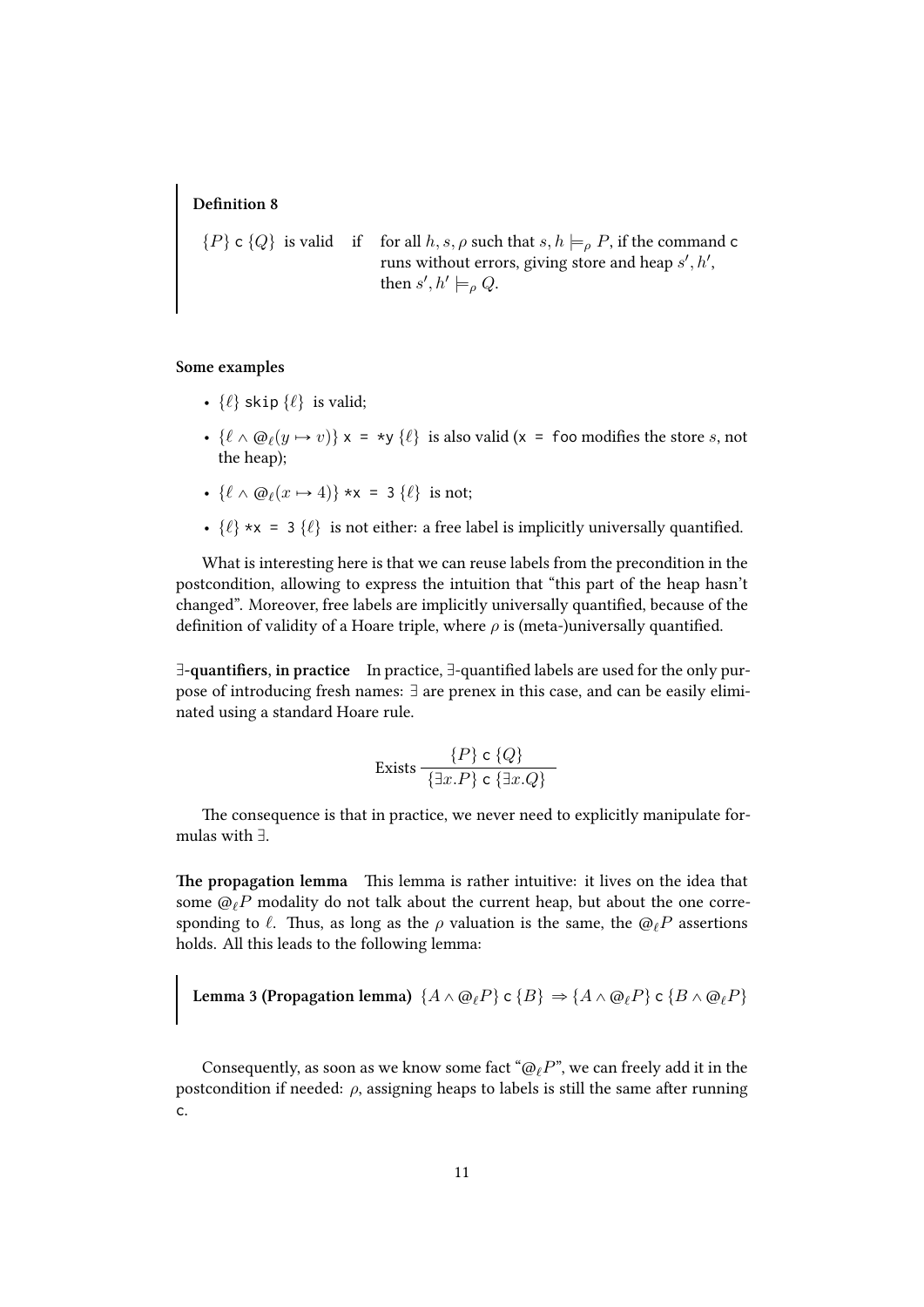**Definition 8**

$\{P\}$ `c` $\{Q\}$ is valid if for all $h, s, \rho$ such that $s, h \models_\rho P$, if the command `c` runs without errors, giving store and heap $s', h'$, then $s', h' \models_\rho Q$.

**Some examples**

- $\{\ell\}$ `skip` $\{\ell\}$ is valid;
- $\{\ell \wedge @_\ell(y \mapsto v)\}$ `x = *y` $\{\ell\}$ is also valid (`x = foo` modifies the store $s$, not the heap);
- $\{\ell \wedge @_\ell(x \mapsto 4)\}$ `*x = 3` $\{\ell\}$ is not;
- $\{\ell\}$ `*x = 3` $\{\ell\}$ is not either: a free label is implicitly universally quantified.

What is interesting here is that we can reuse labels from the precondition in the postcondition, allowing to express the intuition that "this part of the heap hasn't changed". Moreover, free labels are implicitly universally quantified, because of the definition of validity of a Hoare triple, where $\rho$ is (meta-)universally quantified.

**$\exists$-quantifiers, in practice** In practice, $\exists$-quantified labels are used for the only purpose of introducing fresh names: $\exists$ are prenex in this case, and can be easily eliminated using a standard Hoare rule.

$$\text{Exists}\ \frac{\{P\}\ \mathsf{c}\ \{Q\}}{\{\exists x.P\}\ \mathsf{c}\ \{\exists x.Q\}}$$

The consequence is that in practice, we never need to explicitly manipulate formulas with $\exists$.

**The propagation lemma** This lemma is rather intuitive: it lives on the idea that some $@_\ell P$ modality do not talk about the current heap, but about the one corresponding to $\ell$. Thus, as long as the $\rho$ valuation is the same, the $@_\ell P$ assertions holds. All this leads to the following lemma:

**Lemma 3 (Propagation lemma)** $\{A \wedge @_\ell P\}$ `c` $\{B\} \Rightarrow \{A \wedge @_\ell P\}$ `c` $\{B \wedge @_\ell P\}$

Consequently, as soon as we know some fact "$@_\ell P$", we can freely add it in the postcondition if needed: $\rho$, assigning heaps to labels is still the same after running `c`.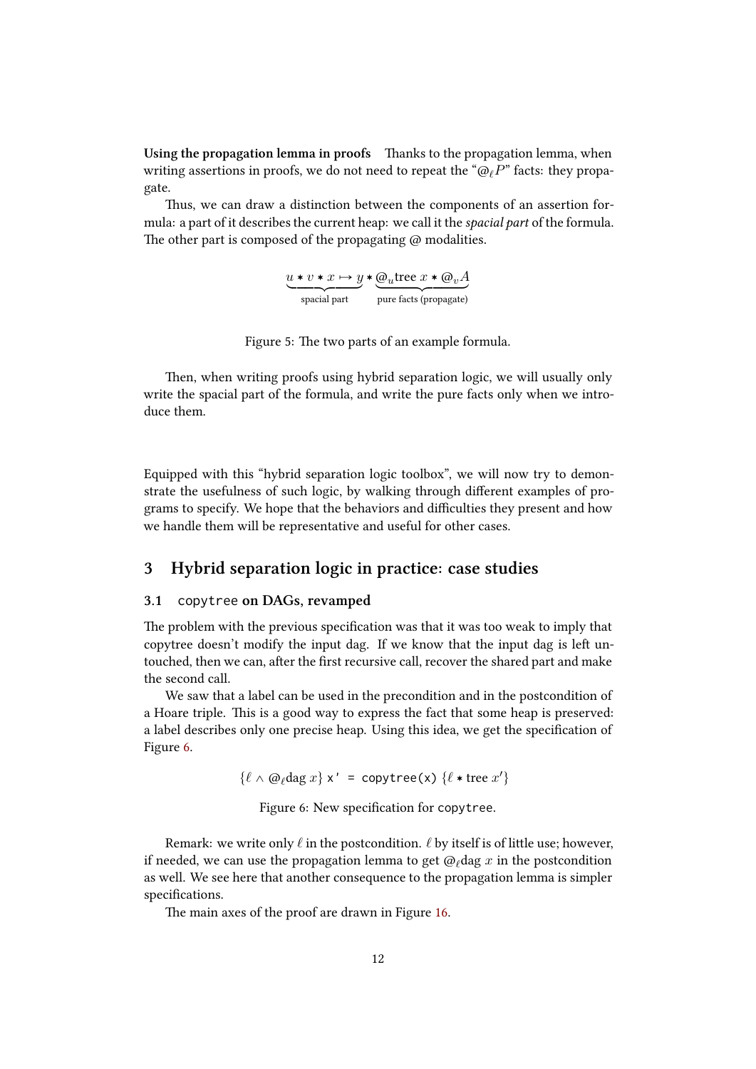**Using the propagation lemma in proofs** Thanks to the propagation lemma, when writing assertions in proofs, we do not need to repeat the "$@_\ell P$" facts: they propagate.

Thus, we can draw a distinction between the components of an assertion formula: a part of it describes the current heap: we call it the *spacial part* of the formula. The other part is composed of the propagating @ modalities.

$$\underbrace{u * v * x \mapsto y}_{\text{spacial part}} * \underbrace{@_u \text{tree } x * @_v A}_{\text{pure facts (propagate)}}$$

Figure 5: The two parts of an example formula.

Then, when writing proofs using hybrid separation logic, we will usually only write the spacial part of the formula, and write the pure facts only when we introduce them.

Equipped with this "hybrid separation logic toolbox", we will now try to demonstrate the usefulness of such logic, by walking through different examples of programs to specify. We hope that the behaviors and difficulties they present and how we handle them will be representative and useful for other cases.

## 3 Hybrid separation logic in practice: case studies

### 3.1 `copytree` on DAGs, revamped

The problem with the previous specification was that it was too weak to imply that copytree doesn't modify the input dag. If we know that the input dag is left untouched, then we can, after the first recursive call, recover the shared part and make the second call.

We saw that a label can be used in the precondition and in the postcondition of a Hoare triple. This is a good way to express the fact that some heap is preserved: a label describes only one precise heap. Using this idea, we get the specification of Figure 6.

$$\{\ell \wedge @_\ell \text{dag } x\} \texttt{ x' = copytree(x) } \{\ell * \text{tree } x'\}$$

Figure 6: New specification for `copytree`.

Remark: we write only $\ell$ in the postcondition. $\ell$ by itself is of little use; however, if needed, we can use the propagation lemma to get $@_\ell \text{dag } x$ in the postcondition as well. We see here that another consequence to the propagation lemma is simpler specifications.

The main axes of the proof are drawn in Figure 16.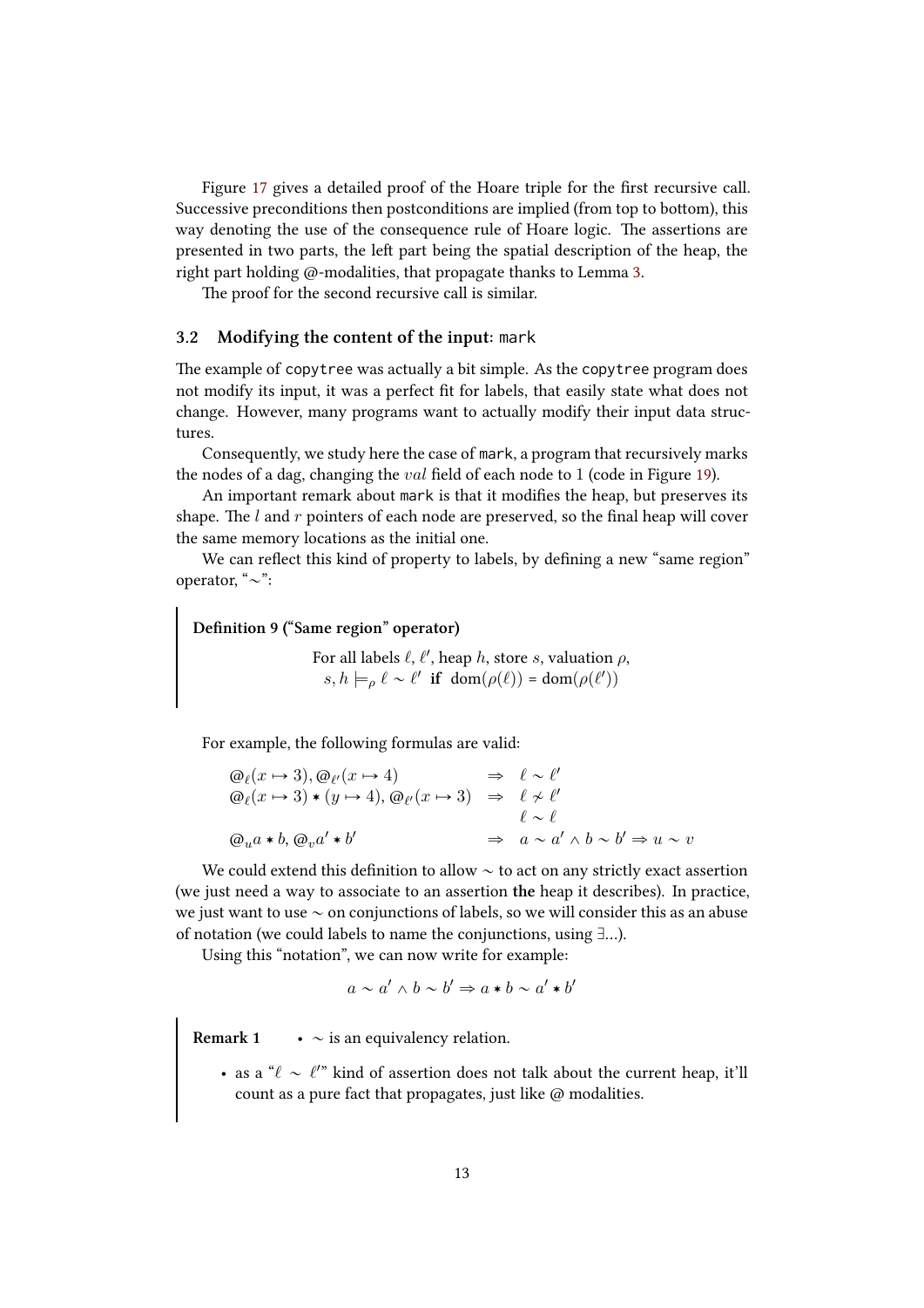Figure 17 gives a detailed proof of the Hoare triple for the first recursive call. Successive preconditions then postconditions are implied (from top to bottom), this way denoting the use of the consequence rule of Hoare logic. The assertions are presented in two parts, the left part being the spatial description of the heap, the right part holding @-modalities, that propagate thanks to Lemma 3.

The proof for the second recursive call is similar.

### 3.2 Modifying the content of the input: `mark`

The example of `copytree` was actually a bit simple. As the `copytree` program does not modify its input, it was a perfect fit for labels, that easily state what does not change. However, many programs want to actually modify their input data structures.

Consequently, we study here the case of `mark`, a program that recursively marks the nodes of a dag, changing the $val$ field of each node to 1 (code in Figure 19).

An important remark about `mark` is that it modifies the heap, but preserves its shape. The $l$ and $r$ pointers of each node are preserved, so the final heap will cover the same memory locations as the initial one.

We can reflect this kind of property to labels, by defining a new "same region" operator, "$\sim$":

**Definition 9 ("Same region" operator)**

For all labels $\ell, \ell'$, heap $h$, store $s$, valuation $\rho$,
$s, h \models_\rho \ell \sim \ell'$ **if** $\mathrm{dom}(\rho(\ell)) = \mathrm{dom}(\rho(\ell'))$

For example, the following formulas are valid:

$$
\begin{array}{lcl}
@_\ell(x \mapsto 3), @_{\ell'}(x \mapsto 4) & \Rightarrow & \ell \sim \ell' \\
@_\ell(x \mapsto 3) * (y \mapsto 4), @_{\ell'}(x \mapsto 3) & \Rightarrow & \ell \not\sim \ell' \\
 & & \ell \sim \ell \\
@_u a * b, @_v a' * b' & \Rightarrow & a \sim a' \wedge b \sim b' \Rightarrow u \sim v
\end{array}
$$

We could extend this definition to allow $\sim$ to act on any strictly exact assertion (we just need a way to associate to an assertion **the** heap it describes). In practice, we just want to use $\sim$ on conjunctions of labels, so we will consider this as an abuse of notation (we could label to name the conjunctions, using $\exists$...).

Using this "notation", we can now write for example:

$$a \sim a' \wedge b \sim b' \Rightarrow a * b \sim a' * b'$$

**Remark 1**

- $\sim$ is an equivalency relation.
- as a "$\ell \sim \ell'$" kind of assertion does not talk about the current heap, it'll count as a pure fact that propagates, just like @ modalities.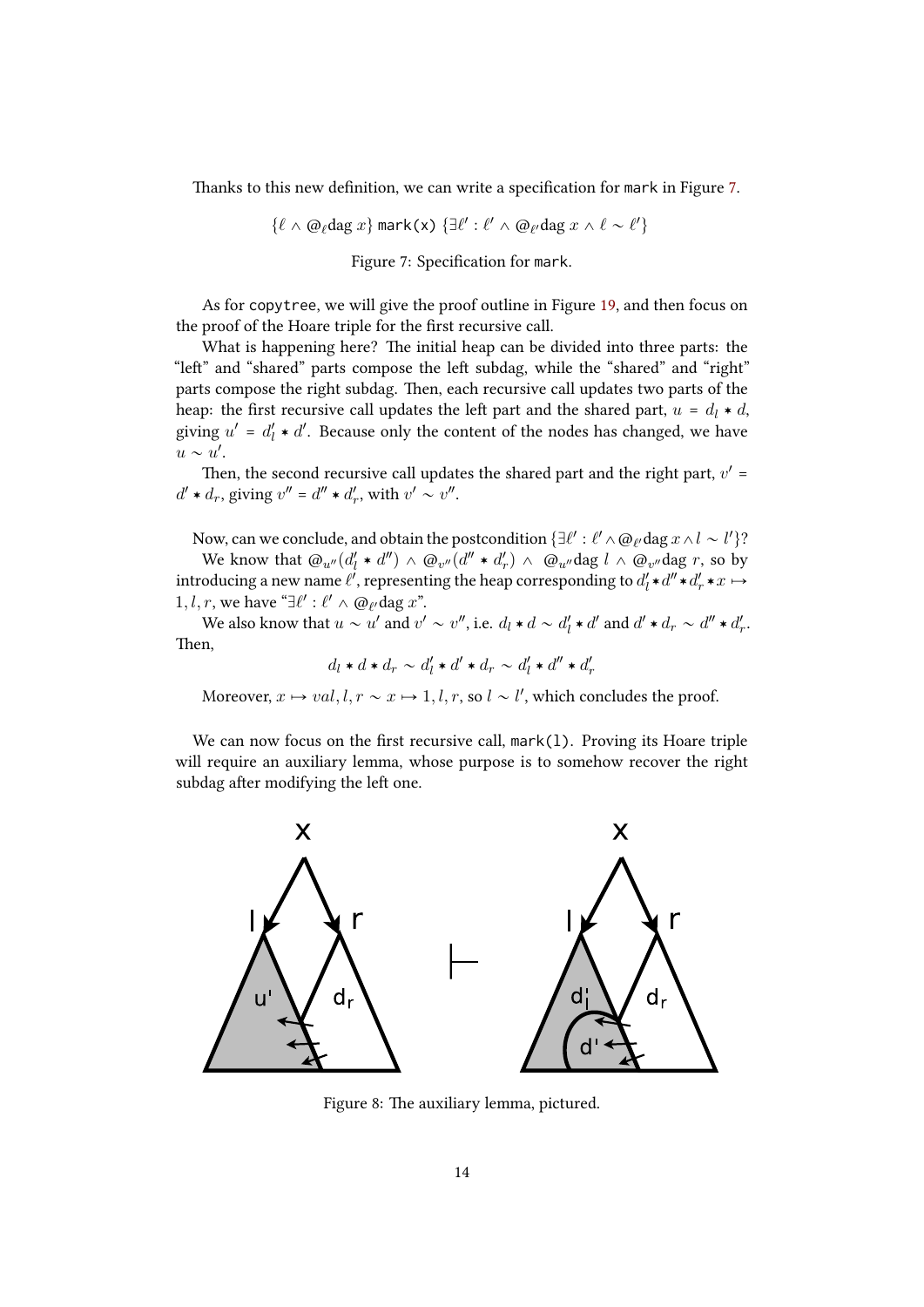Thanks to this new definition, we can write a specification for `mark` in Figure 7.

$$\{\ell \wedge @_\ell \text{dag } x\} \text{ mark(x) } \{\exists \ell' : \ell' \wedge @_{\ell'} \text{dag } x \wedge \ell \sim \ell'\}$$

Figure 7: Specification for `mark`.

As for `copytree`, we will give the proof outline in Figure 19, and then focus on the proof of the Hoare triple for the first recursive call.

What is happening here? The initial heap can be divided into three parts: the "left" and "shared" parts compose the left subdag, while the "shared" and "right" parts compose the right subdag. Then, each recursive call updates two parts of the heap: the first recursive call updates the left part and the shared part, $u = d_l * d$, giving $u' = d'_l * d'$. Because only the content of the nodes has changed, we have $u \sim u'$.

Then, the second recursive call updates the shared part and the right part, $v' = d' * d_r$, giving $v'' = d'' * d'_r$, with $v' \sim v''$.

Now, can we conclude, and obtain the postcondition $\{\exists \ell' : \ell' \wedge @_{\ell'} \text{dag } x \wedge l \sim l'\}$?

We know that $@_{u''}(d'_l * d'') \wedge @_{v''}(d'' * d'_r) \wedge @_{u''}\text{dag } l \wedge @_{v''}\text{dag } r$, so by introducing a new name $\ell'$, representing the heap corresponding to $d'_l * d'' * d'_r * x \mapsto 1, l, r$, we have "$\exists \ell' : \ell' \wedge @_{\ell'} \text{dag } x$".

We also know that $u \sim u'$ and $v' \sim v''$, i.e. $d_l * d \sim d'_l * d'$ and $d' * d_r \sim d'' * d'_r$. Then,

$$d_l * d * d_r \sim d'_l * d' * d_r \sim d'_l * d'' * d'_r$$

Moreover, $x \mapsto val, l, r \sim x \mapsto 1, l, r$, so $l \sim l'$, which concludes the proof.

We can now focus on the first recursive call, `mark(l)`. Proving its Hoare triple will require an auxiliary lemma, whose purpose is to somehow recover the right subdag after modifying the left one.

Figure 8: The auxiliary lemma, pictured.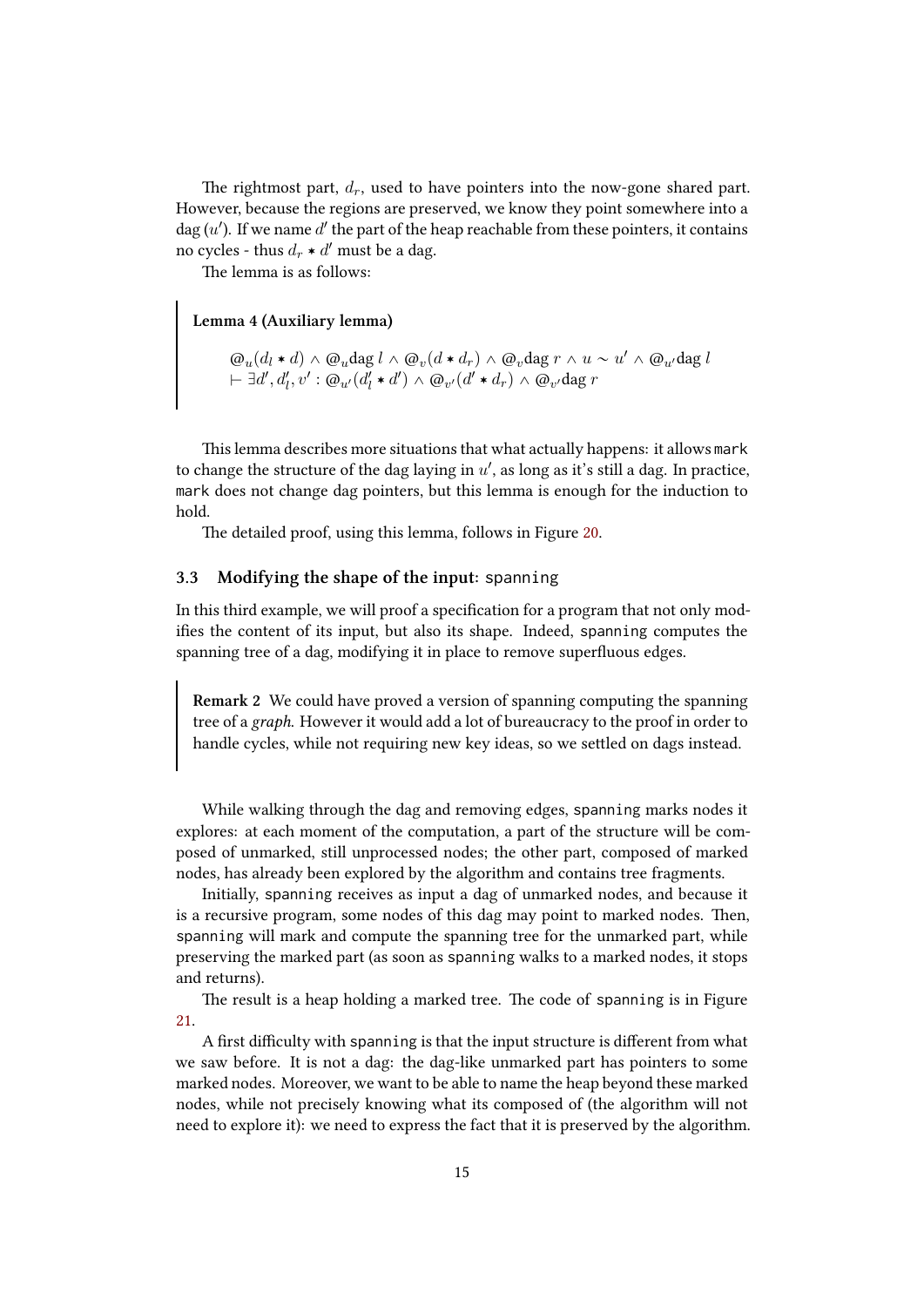The rightmost part, $d_r$, used to have pointers into the now-gone shared part. However, because the regions are preserved, we know they point somewhere into a dag ($u'$). If we name $d'$ the part of the heap reachable from these pointers, it contains no cycles - thus $d_r * d'$ must be a dag.

The lemma is as follows:

> **Lemma 4 (Auxiliary lemma)**
>
> $$@_u(d_l * d) \wedge @_u \text{dag}\ l \wedge @_v(d * d_r) \wedge @_v \text{dag}\ r \wedge u \sim u' \wedge @_{u'} \text{dag}\ l$$
> $$\vdash \exists d', d'_l, v' : @_{u'}(d'_l * d') \wedge @_{v'}(d' * d_r) \wedge @_{v'} \text{dag}\ r$$

This lemma describes more situations that what actually happens: it allows `mark` to change the structure of the dag laying in $u'$, as long as it's still a dag. In practice, `mark` does not change dag pointers, but this lemma is enough for the induction to hold.

The detailed proof, using this lemma, follows in Figure 20.

### 3.3 Modifying the shape of the input: `spanning`

In this third example, we will proof a specification for a program that not only modifies the content of its input, but also its shape. Indeed, `spanning` computes the spanning tree of a dag, modifying it in place to remove superfluous edges.

> **Remark 2** We could have proved a version of spanning computing the spanning tree of a *graph*. However it would add a lot of bureaucracy to the proof in order to handle cycles, while not requiring new key ideas, so we settled on dags instead.

While walking through the dag and removing edges, `spanning` marks nodes it explores: at each moment of the computation, a part of the structure will be composed of unmarked, still unprocessed nodes; the other part, composed of marked nodes, has already been explored by the algorithm and contains tree fragments.

Initially, `spanning` receives as input a dag of unmarked nodes, and because it is a recursive program, some nodes of this dag may point to marked nodes. Then, `spanning` will mark and compute the spanning tree for the unmarked part, while preserving the marked part (as soon as `spanning` walks to a marked nodes, it stops and returns).

The result is a heap holding a marked tree. The code of `spanning` is in Figure 21.

A first difficulty with `spanning` is that the input structure is different from what we saw before. It is not a dag: the dag-like unmarked part has pointers to some marked nodes. Moreover, we want to be able to name the heap beyond these marked nodes, while not precisely knowing what its composed of (the algorithm will not need to explore it): we need to express the fact that it is preserved by the algorithm.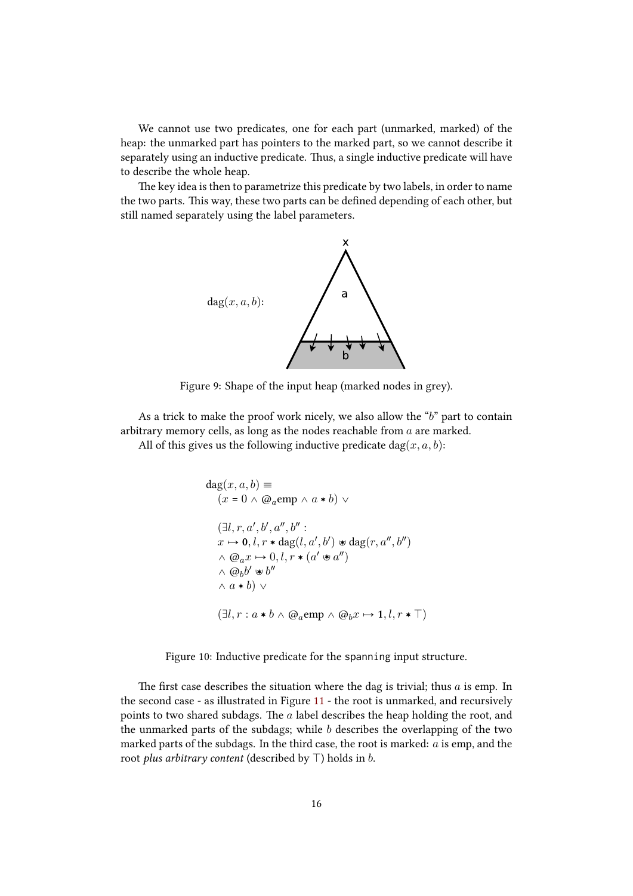We cannot use two predicates, one for each part (unmarked, marked) of the heap: the unmarked part has pointers to the marked part, so we cannot describe it separately using an inductive predicate. Thus, a single inductive predicate will have to describe the whole heap.

The key idea is then to parametrize this predicate by two labels, in order to name the two parts. This way, these two parts can be defined depending of each other, but still named separately using the label parameters.

$\mathrm{dag}(x, a, b)$:

Figure 9: Shape of the input heap (marked nodes in grey).

As a trick to make the proof work nicely, we also allow the "$b$" part to contain arbitrary memory cells, as long as the nodes reachable from $a$ are marked.

All of this gives us the following inductive predicate $\mathrm{dag}(x, a, b)$:

$$
\begin{aligned}
&\mathrm{dag}(x, a, b) \equiv \\
&\quad (x = 0 \wedge @_a \mathrm{emp} \wedge a * b) \vee \\
&\\
&\quad (\exists l, r, a', b', a'', b'' : \\
&\quad x \mapsto \mathbf{0}, l, r * \mathrm{dag}(l, a', b') \circledast \mathrm{dag}(r, a'', b'') \\
&\quad \wedge @_a x \mapsto 0, l, r * (a' \circledast a'') \\
&\quad \wedge @_b b' \circledast b'' \\
&\quad \wedge a * b) \vee \\
&\\
&\quad (\exists l, r : a * b \wedge @_a \mathrm{emp} \wedge @_b x \mapsto \mathbf{1}, l, r * \top)
\end{aligned}
$$

Figure 10: Inductive predicate for the `spanning` input structure.

The first case describes the situation where the dag is trivial; thus $a$ is emp. In the second case - as illustrated in Figure 11 - the root is unmarked, and recursively points to two shared subdags. The $a$ label describes the heap holding the root, and the unmarked parts of the subdags; while $b$ describes the overlapping of the two marked parts of the subdags. In the third case, the root is marked: $a$ is emp, and the root *plus arbitrary content* (described by $\top$) holds in $b$.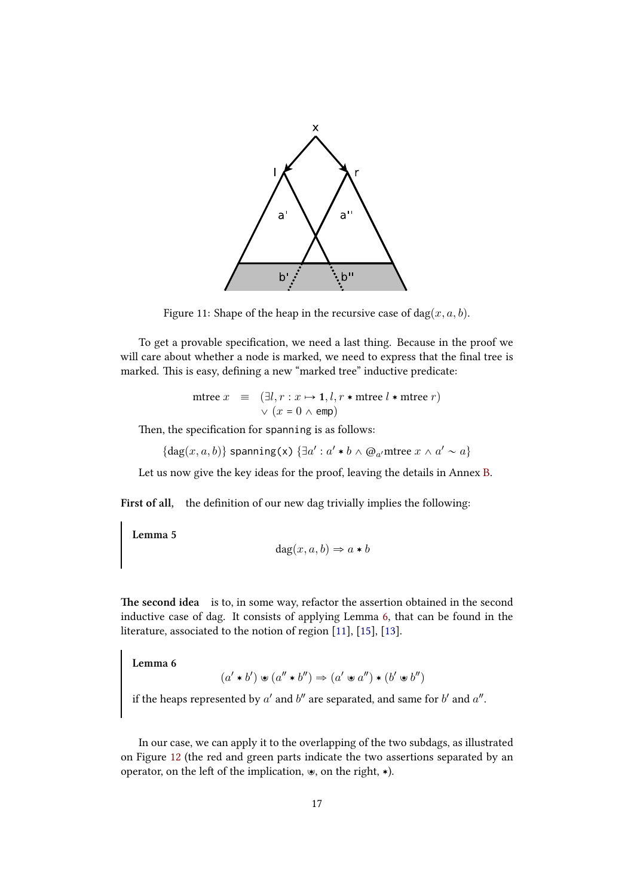Figure 11: Shape of the heap in the recursive case of $\mathrm{dag}(x, a, b)$.

To get a provable specification, we need a last thing. Because in the proof we will care about whether a node is marked, we need to express that the final tree is marked. This is easy, defining a new "marked tree" inductive predicate:

$$\begin{aligned}\text{mtree } x \quad \equiv \quad & (\exists l, r : x \mapsto \mathbf{1}, l, r * \text{mtree } l * \text{mtree } r) \\ & \vee (x = 0 \wedge \mathtt{emp})\end{aligned}$$

Then, the specification for `spanning` is as follows:

$$\{\mathrm{dag}(x, a, b)\}\ \texttt{spanning(x)}\ \{\exists a' : a' * b \wedge @_{a'}\text{mtree } x \wedge a' \sim a\}$$

Let us now give the key ideas for the proof, leaving the details in Annex B.

**First of all,** the definition of our new dag trivially implies the following:

> **Lemma 5**
>
> $$\mathrm{dag}(x, a, b) \Rightarrow a * b$$

**The second idea** is to, in some way, refactor the assertion obtained in the second inductive case of dag. It consists of applying Lemma 6, that can be found in the literature, associated to the notion of region [11], [15], [13].

> **Lemma 6**
>
> $$(a' * b') \circledast (a'' * b'') \Rightarrow (a' \circledast a'') * (b' \circledast b'')$$
>
> if the heaps represented by $a'$ and $b''$ are separated, and same for $b'$ and $a''$.

In our case, we can apply it to the overlapping of the two subdags, as illustrated on Figure 12 (the red and green parts indicate the two assertions separated by an operator, on the left of the implication, $\circledast$, on the right, $*$).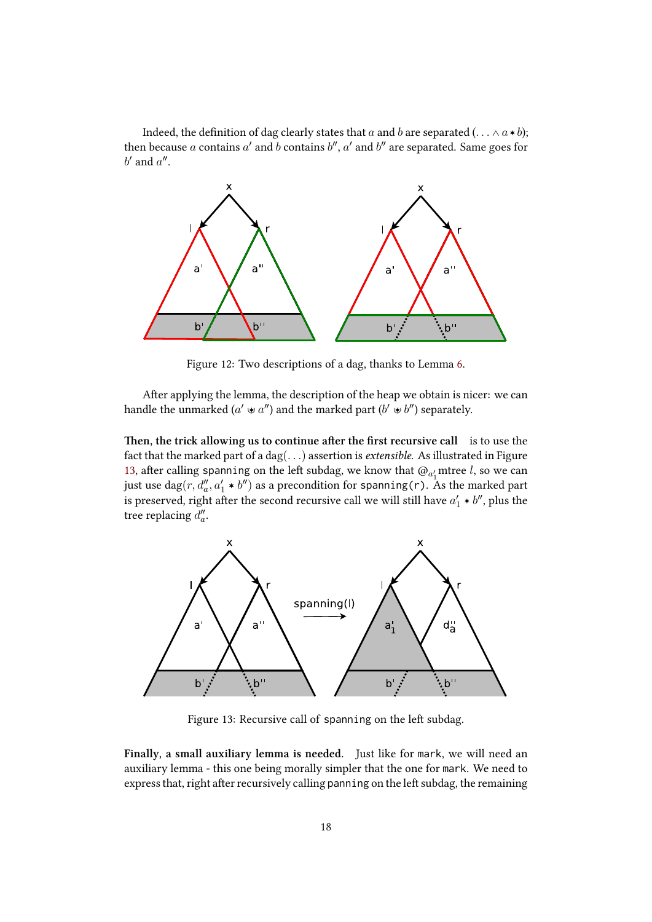Indeed, the definition of dag clearly states that $a$ and $b$ are separated $(\ldots \wedge a * b)$; then because $a$ contains $a'$ and $b$ contains $b''$, $a'$ and $b''$ are separated. Same goes for $b'$ and $a''$.

Figure 12: Two descriptions of a dag, thanks to Lemma 6.

After applying the lemma, the description of the heap we obtain is nicer: we can handle the unmarked ($a' \circledast a''$) and the marked part ($b' \circledast b''$) separately.

**Then, the trick allowing us to continue after the first recursive call** is to use the fact that the marked part of a $\text{dag}(\ldots)$ assertion is *extensible*. As illustrated in Figure 13, after calling `spanning` on the left subdag, we know that $@_{a'_1}$ mtree $l$, so we can just use $\text{dag}(r, d''_a, a'_1 * b'')$ as a precondition for `spanning(r)`. As the marked part is preserved, right after the second recursive call we will still have $a'_1 * b''$, plus the tree replacing $d''_a$.

Figure 13: Recursive call of `spanning` on the left subdag.

**Finally, a small auxiliary lemma is needed.** Just like for `mark`, we will need an auxiliary lemma - this one being morally simpler that the one for `mark`. We need to express that, right after recursively calling `panning` on the left subdag, the remaining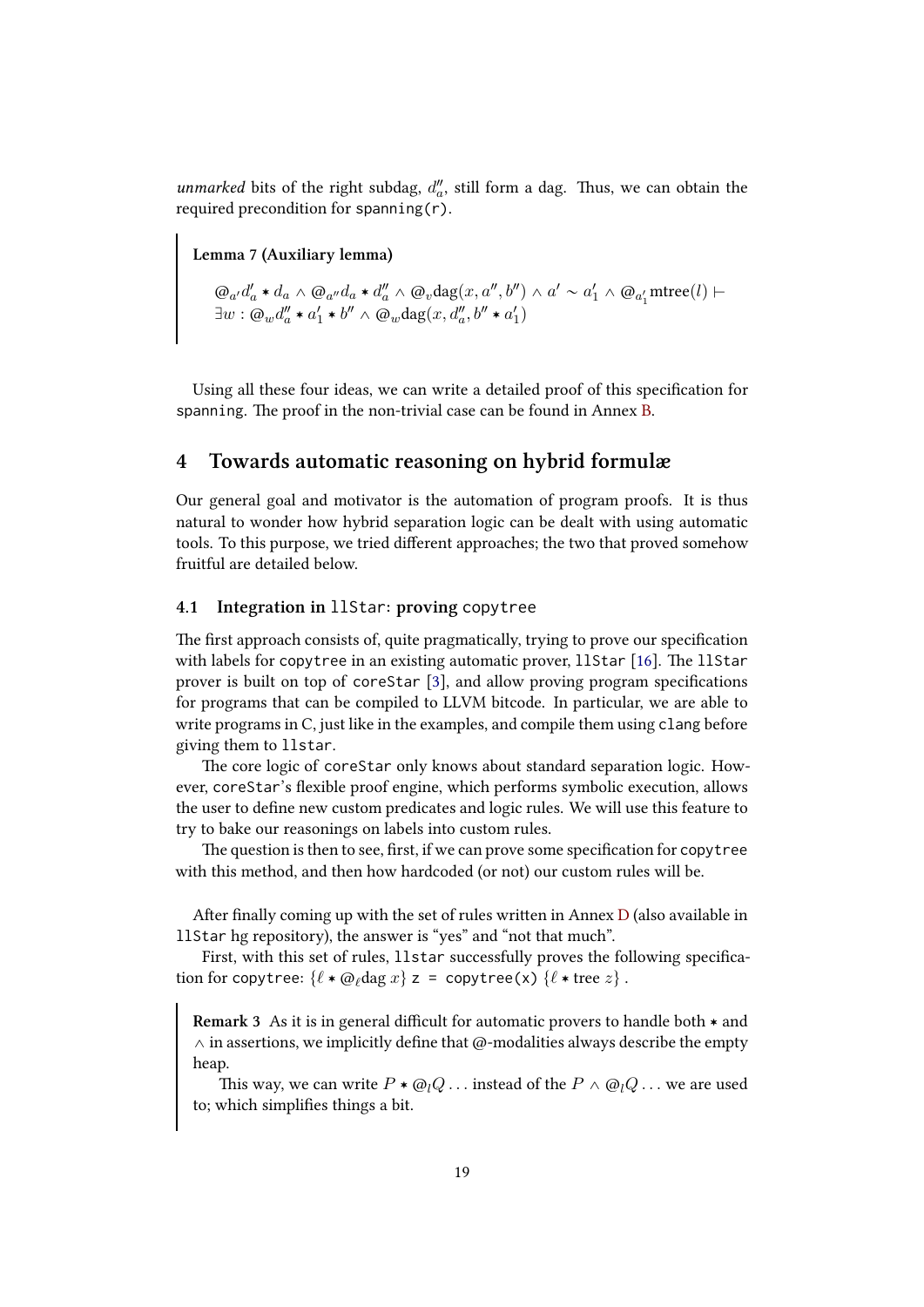*unmarked* bits of the right subdag, $d''_a$, still form a dag. Thus, we can obtain the required precondition for `spanning(r)`.

> **Lemma 7 (Auxiliary lemma)**
>
> $$@_{a'} d'_a * d_a \wedge @_{a''} d_a * d''_a \wedge @_v \mathrm{dag}(x, a'', b'') \wedge a' \sim a'_1 \wedge @_{a'_1} \mathrm{mtree}(l) \vdash$$
> $$\exists w : @_w d''_a * a'_1 * b'' \wedge @_w \mathrm{dag}(x, d''_a, b'' * a'_1)$$

Using all these four ideas, we can write a detailed proof of this specification for `spanning`. The proof in the non-trivial case can be found in Annex B.

## 4 Towards automatic reasoning on hybrid formulæ

Our general goal and motivator is the automation of program proofs. It is thus natural to wonder how hybrid separation logic can be dealt with using automatic tools. To this purpose, we tried different approaches; the two that proved somehow fruitful are detailed below.

### 4.1 Integration in `llStar`: proving `copytree`

The first approach consists of, quite pragmatically, trying to prove our specification with labels for `copytree` in an existing automatic prover, `llStar` [16]. The `llStar` prover is built on top of `coreStar` [3], and allow proving program specifications for programs that can be compiled to LLVM bitcode. In particular, we are able to write programs in C, just like in the examples, and compile them using `clang` before giving them to `llstar`.

The core logic of `coreStar` only knows about standard separation logic. However, `coreStar`'s flexible proof engine, which performs symbolic execution, allows the user to define new custom predicates and logic rules. We will use this feature to try to bake our reasonings on labels into custom rules.

The question is then to see, first, if we can prove some specification for `copytree` with this method, and then how hardcoded (or not) our custom rules will be.

After finally coming up with the set of rules written in Annex D (also available in `llStar` hg repository), the answer is "yes" and "not that much".

First, with this set of rules, `llstar` successfully proves the following specification for `copytree`: $\{\ell * @_\ell \mathrm{dag}\ x\}$ `z = copytree(x)` $\{\ell * \mathrm{tree}\ z\}$ .

> **Remark 3** As it is in general difficult for automatic provers to handle both $*$ and $\wedge$ in assertions, we implicitly define that @-modalities always describe the empty heap.
>
> This way, we can write $P * @_l Q \ldots$ instead of the $P \wedge @_l Q \ldots$ we are used to; which simplifies things a bit.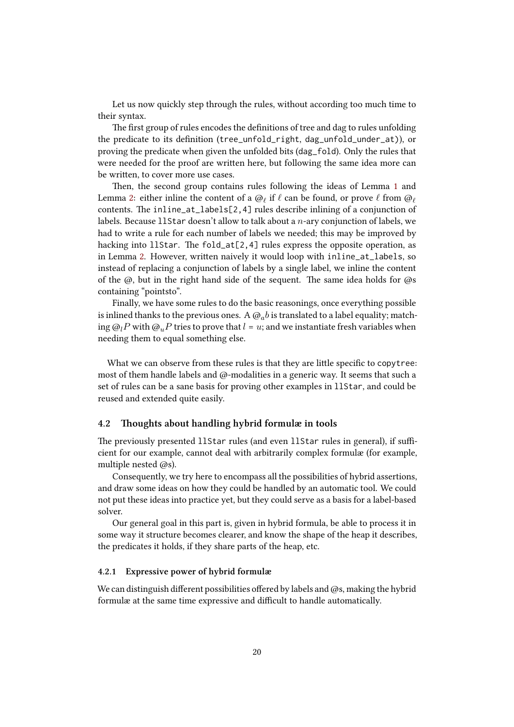Let us now quickly step through the rules, without according too much time to their syntax.

The first group of rules encodes the definitions of tree and dag to rules unfolding the predicate to its definition (`tree_unfold_right`, `dag_unfold_under_at`)), or proving the predicate when given the unfolded bits (`dag_fold`). Only the rules that were needed for the proof are written here, but following the same idea more can be written, to cover more use cases.

Then, the second group contains rules following the ideas of Lemma 1 and Lemma 2: either inline the content of a $@_\ell$ if $\ell$ can be found, or prove $\ell$ from $@_\ell$ contents. The `inline_at_labels[2,4]` rules describe inlining of a conjunction of labels. Because `llStar` doesn't allow to talk about a $n$-ary conjunction of labels, we had to write a rule for each number of labels we needed; this may be improved by hacking into `llStar`. The `fold_at[2,4]` rules express the opposite operation, as in Lemma 2. However, written naively it would loop with `inline_at_labels`, so instead of replacing a conjunction of labels by a single label, we inline the content of the @, but in the right hand side of the sequent. The same idea holds for @s containing "pointsto".

Finally, we have some rules to do the basic reasonings, once everything possible is inlined thanks to the previous ones. A $@_a b$ is translated to a label equality; matching $@_l P$ with $@_u P$ tries to prove that $l = u$; and we instantiate fresh variables when needing them to equal something else.

What we can observe from these rules is that they are little specific to `copytree`: most of them handle labels and @-modalities in a generic way. It seems that such a set of rules can be a sane basis for proving other examples in `llStar`, and could be reused and extended quite easily.

## 4.2 Thoughts about handling hybrid formulæ in tools

The previously presented `llStar` rules (and even `llStar` rules in general), if sufficient for our example, cannot deal with arbitrarily complex formulæ (for example, multiple nested @s).

Consequently, we try here to encompass all the possibilities of hybrid assertions, and draw some ideas on how they could be handled by an automatic tool. We could not put these ideas into practice yet, but they could serve as a basis for a label-based solver.

Our general goal in this part is, given in hybrid formula, be able to process it in some way it structure becomes clearer, and know the shape of the heap it describes, the predicates it holds, if they share parts of the heap, etc.

### 4.2.1 Expressive power of hybrid formulæ

We can distinguish different possibilities offered by labels and @s, making the hybrid formulæ at the same time expressive and difficult to handle automatically.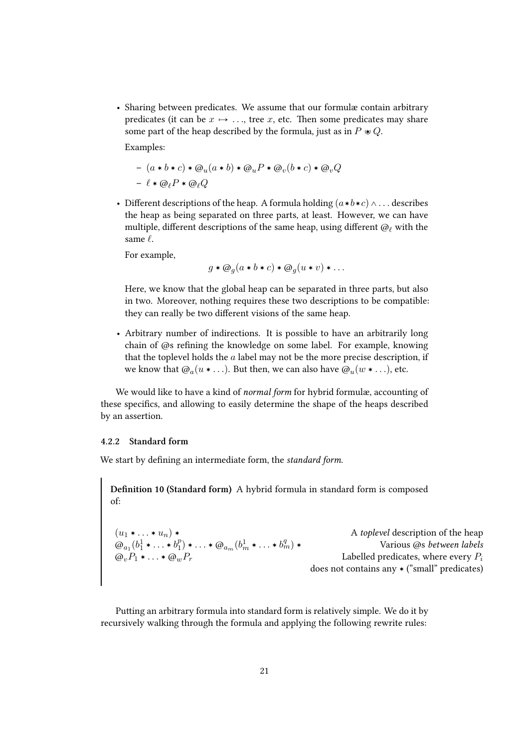- Sharing between predicates. We assume that our formulæ contain arbitrary predicates (it can be $x \mapsto \ldots$, tree $x$, etc. Then some predicates may share some part of the heap described by the formula, just as in $P \circledast Q$.

  Examples:

  – $(a * b * c) * @_u(a * b) * @_u P * @_v(b * c) * @_v Q$
  
  – $\ell * @_\ell P * @_\ell Q$

- Different descriptions of the heap. A formula holding $(a * b * c) \wedge \ldots$ describes the heap as being separated on three parts, at least. However, we can have multiple, different descriptions of the same heap, using different $@_\ell$ with the same $\ell$.

  For example,

  $$g * @_g(a * b * c) * @_g(u * v) * \ldots$$

  Here, we know that the global heap can be separated in three parts, but also in two. Moreover, nothing requires these two descriptions to be compatible: they can really be two different visions of the same heap.

- Arbitrary number of indirections. It is possible to have an arbitrarily long chain of @s refining the knowledge on some label. For example, knowing that the toplevel holds the $a$ label may not be the more precise description, if we know that $@_a(u * \ldots)$. But then, we can also have $@_u(w * \ldots)$, etc.

We would like to have a kind of *normal form* for hybrid formulæ, accounting of these specifics, and allowing to easily determine the shape of the heaps described by an assertion.

#### 4.2.2 Standard form

We start by defining an intermediate form, the *standard form*.

> **Definition 10 (Standard form)** A hybrid formula in standard form is composed of:
>
> $(u_1 * \ldots * u_n) *$ — A *toplevel* description of the heap
>
> $@_{a_1}(b_1^1 * \ldots * b_1^p) * \ldots * @_{a_m}(b_m^1 * \ldots * b_m^q) *$ — Various @s *between labels*
>
> $@_v P_1 * \ldots * @_w P_r$ — Labelled predicates, where every $P_i$ does not contains any $*$ ("small" predicates)

Putting an arbitrary formula into standard form is relatively simple. We do it by recursively walking through the formula and applying the following rewrite rules: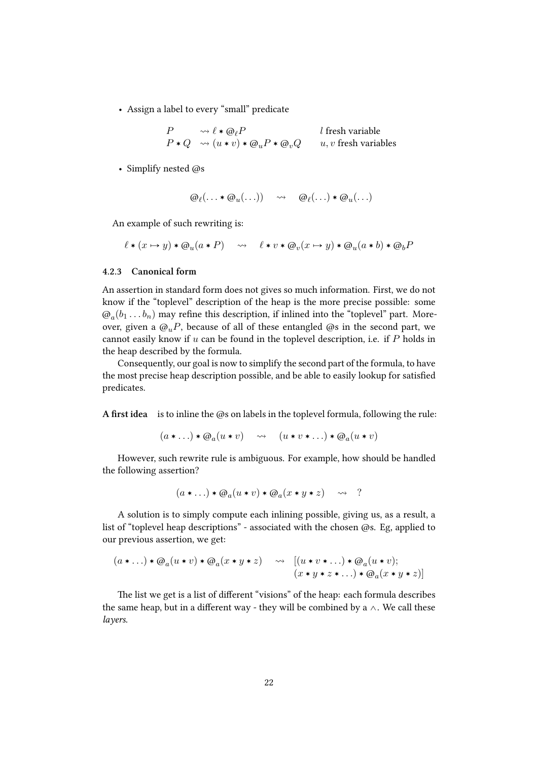- Assign a label to every "small" predicate

$$
\begin{array}{lll}
P & \rightsquigarrow \ell * @_\ell P & l \text{ fresh variable} \\
P * Q & \rightsquigarrow (u * v) * @_u P * @_v Q & u, v \text{ fresh variables}
\end{array}
$$

- Simplify nested @s

$$
@_\ell(\ldots * @_u(\ldots)) \quad \rightsquigarrow \quad @_\ell(\ldots) * @_u(\ldots)
$$

An example of such rewriting is:

$$
\ell * (x \mapsto y) * @_u(a * P) \quad \rightsquigarrow \quad \ell * v * @_v(x \mapsto y) * @_u(a * b) * @_b P
$$

### 4.2.3 Canonical form

An assertion in standard form does not gives so much information. First, we do not know if the "toplevel" description of the heap is the more precise possible: some $@_a(b_1 \ldots b_n)$ may refine this description, if inlined into the "toplevel" part. Moreover, given a $@_u P$, because of all of these entangled @s in the second part, we cannot easily know if $u$ can be found in the toplevel description, i.e. if $P$ holds in the heap described by the formula.

Consequently, our goal is now to simplify the second part of the formula, to have the most precise heap description possible, and be able to easily lookup for satisfied predicates.

**A first idea** is to inline the @s on labels in the toplevel formula, following the rule:

$$
(a * \ldots) * @_a(u * v) \quad \rightsquigarrow \quad (u * v * \ldots) * @_a(u * v)
$$

However, such rewrite rule is ambiguous. For example, how should be handled the following assertion?

$$
(a * \ldots) * @_a(u * v) * @_a(x * y * z) \quad \rightsquigarrow \quad ?
$$

A solution is to simply compute each inlining possible, giving us, as a result, a list of "toplevel heap descriptions" - associated with the chosen @s. Eg, applied to our previous assertion, we get:

$$
\begin{array}{lll}
(a * \ldots) * @_a(u * v) * @_a(x * y * z) & \rightsquigarrow & [(u * v * \ldots) * @_a(u * v); \\
& & (x * y * z * \ldots) * @_a(x * y * z)]
\end{array}
$$

The list we get is a list of different "visions" of the heap: each formula describes the same heap, but in a different way - they will be combined by a $\wedge$. We call these *layers*.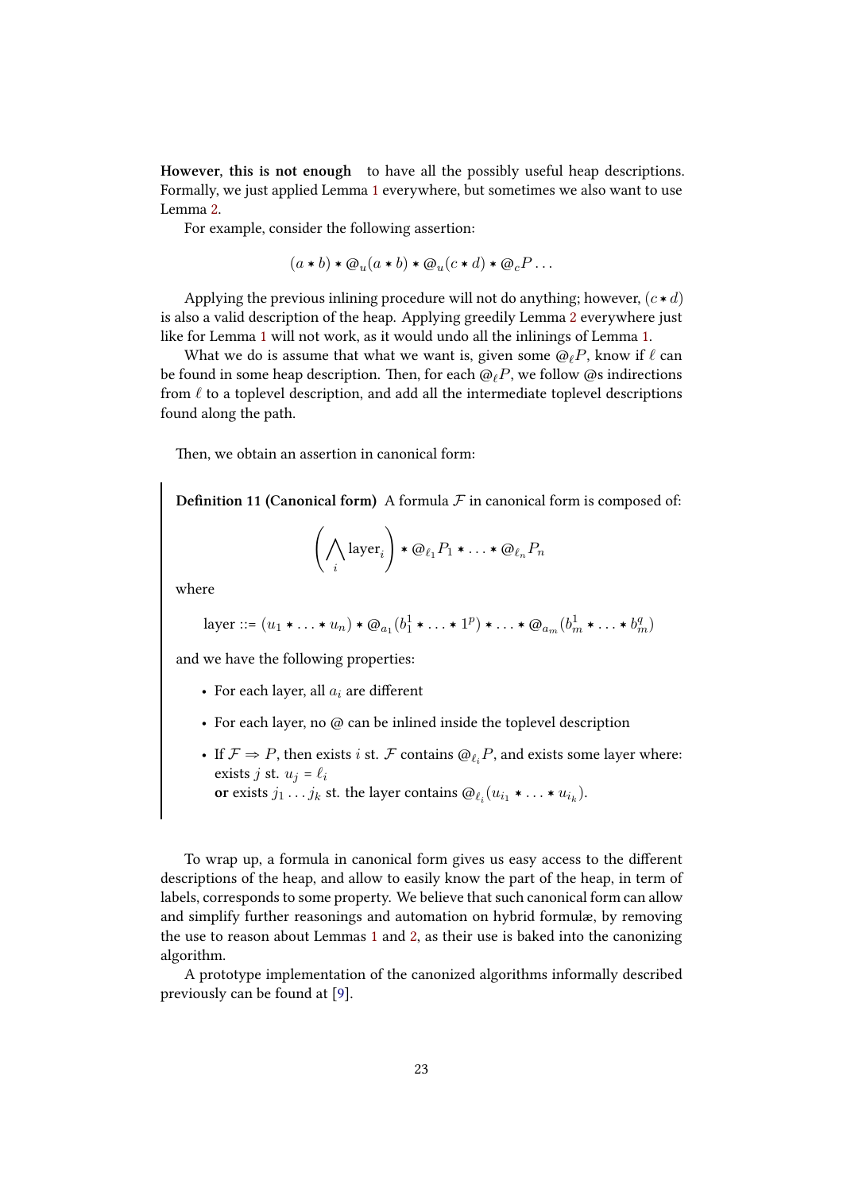**However, this is not enough** to have all the possibly useful heap descriptions. Formally, we just applied Lemma 1 everywhere, but sometimes we also want to use Lemma 2.

For example, consider the following assertion:

$$(a * b) * @_u(a * b) * @_u(c * d) * @_c P \ldots$$

Applying the previous inlining procedure will not do anything; however, $(c * d)$ is also a valid description of the heap. Applying greedily Lemma 2 everywhere just like for Lemma 1 will not work, as it would undo all the inlinings of Lemma 1.

What we do is assume that what we want is, given some $@_\ell P$, know if $\ell$ can be found in some heap description. Then, for each $@_\ell P$, we follow @s indirections from $\ell$ to a toplevel description, and add all the intermediate toplevel descriptions found along the path.

Then, we obtain an assertion in canonical form:

> **Definition 11 (Canonical form)** A formula $\mathcal{F}$ in canonical form is composed of:
>
> $$\left(\bigwedge_i \text{layer}_i\right) * @_{\ell_1} P_1 * \ldots * @_{\ell_n} P_n$$
>
> where
>
> $$\text{layer} ::= (u_1 * \ldots * u_n) * @_{a_1}(b_1^1 * \ldots * 1^p) * \ldots * @_{a_m}(b_m^1 * \ldots * b_m^q)$$
>
> and we have the following properties:
>
> - For each layer, all $a_i$ are different
> - For each layer, no @ can be inlined inside the toplevel description
> - If $\mathcal{F} \Rightarrow P$, then exists $i$ st. $\mathcal{F}$ contains $@_{\ell_i} P$, and exists some layer where: exists $j$ st. $u_j = \ell_i$
>   **or** exists $j_1 \ldots j_k$ st. the layer contains $@_{\ell_i}(u_{i_1} * \ldots * u_{i_k})$.

To wrap up, a formula in canonical form gives us easy access to the different descriptions of the heap, and allow to easily know the part of the heap, in term of labels, corresponds to some property. We believe that such canonical form can allow and simplify further reasonings and automation on hybrid formulæ, by removing the use to reason about Lemmas 1 and 2, as their use is baked into the canonizing algorithm.

A prototype implementation of the canonized algorithms informally described previously can be found at [9].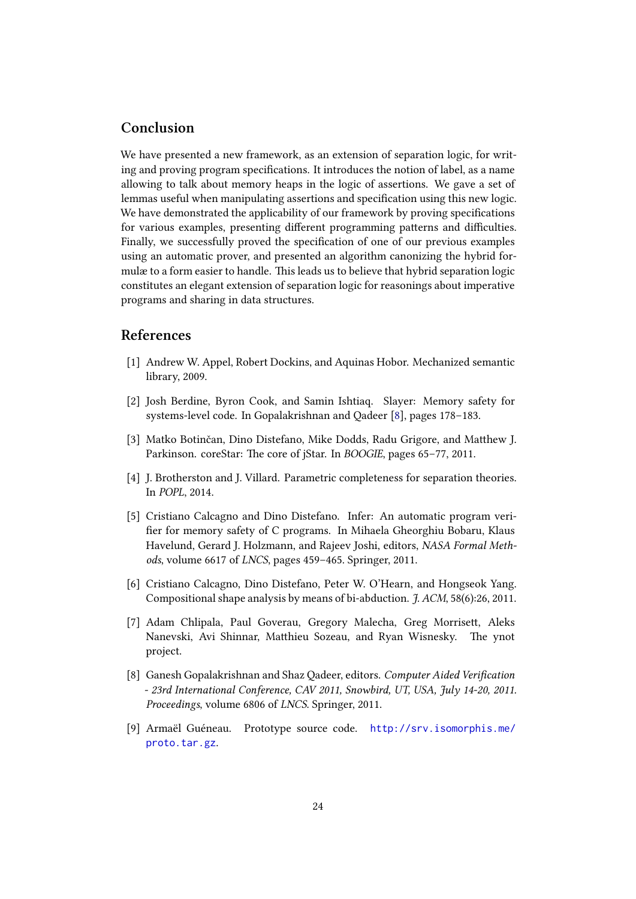## Conclusion

We have presented a new framework, as an extension of separation logic, for writing and proving program specifications. It introduces the notion of label, as a name allowing to talk about memory heaps in the logic of assertions. We gave a set of lemmas useful when manipulating assertions and specification using this new logic. We have demonstrated the applicability of our framework by proving specifications for various examples, presenting different programming patterns and difficulties. Finally, we successfully proved the specification of one of our previous examples using an automatic prover, and presented an algorithm canonizing the hybrid formulæ to a form easier to handle. This leads us to believe that hybrid separation logic constitutes an elegant extension of separation logic for reasonings about imperative programs and sharing in data structures.

## References

[1] Andrew W. Appel, Robert Dockins, and Aquinas Hobor. Mechanized semantic library, 2009.

[2] Josh Berdine, Byron Cook, and Samin Ishtiaq. Slayer: Memory safety for systems-level code. In Gopalakrishnan and Qadeer [8], pages 178–183.

[3] Matko Botinčan, Dino Distefano, Mike Dodds, Radu Grigore, and Matthew J. Parkinson. coreStar: The core of jStar. In *BOOGIE*, pages 65–77, 2011.

[4] J. Brotherston and J. Villard. Parametric completeness for separation theories. In *POPL*, 2014.

[5] Cristiano Calcagno and Dino Distefano. Infer: An automatic program verifier for memory safety of C programs. In Mihaela Gheorghiu Bobaru, Klaus Havelund, Gerard J. Holzmann, and Rajeev Joshi, editors, *NASA Formal Methods*, volume 6617 of *LNCS*, pages 459–465. Springer, 2011.

[6] Cristiano Calcagno, Dino Distefano, Peter W. O'Hearn, and Hongseok Yang. Compositional shape analysis by means of bi-abduction. *J. ACM*, 58(6):26, 2011.

[7] Adam Chlipala, Paul Goverau, Gregory Malecha, Greg Morrisett, Aleks Nanevski, Avi Shinnar, Matthieu Sozeau, and Ryan Wisnesky. The ynot project.

[8] Ganesh Gopalakrishnan and Shaz Qadeer, editors. *Computer Aided Verification - 23rd International Conference, CAV 2011, Snowbird, UT, USA, July 14-20, 2011. Proceedings*, volume 6806 of *LNCS*. Springer, 2011.

[9] Armaël Guéneau. Prototype source code. http://srv.isomorphis.me/proto.tar.gz.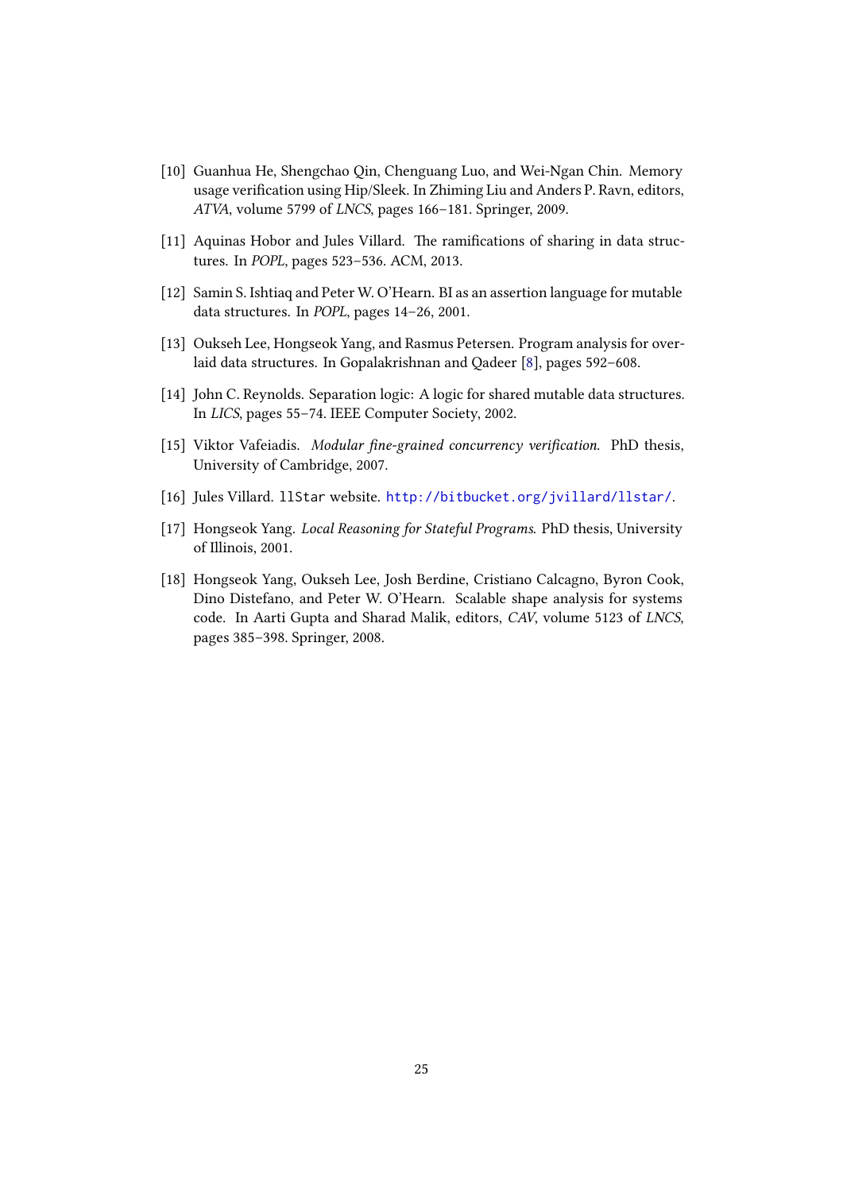[10] Guanhua He, Shengchao Qin, Chenguang Luo, and Wei-Ngan Chin. Memory usage verification using Hip/Sleek. In Zhiming Liu and Anders P. Ravn, editors, *ATVA*, volume 5799 of *LNCS*, pages 166–181. Springer, 2009.

[11] Aquinas Hobor and Jules Villard. The ramifications of sharing in data structures. In *POPL*, pages 523–536. ACM, 2013.

[12] Samin S. Ishtiaq and Peter W. O'Hearn. BI as an assertion language for mutable data structures. In *POPL*, pages 14–26, 2001.

[13] Oukseh Lee, Hongseok Yang, and Rasmus Petersen. Program analysis for overlaid data structures. In Gopalakrishnan and Qadeer [8], pages 592–608.

[14] John C. Reynolds. Separation logic: A logic for shared mutable data structures. In *LICS*, pages 55–74. IEEE Computer Society, 2002.

[15] Viktor Vafeiadis. *Modular fine-grained concurrency verification*. PhD thesis, University of Cambridge, 2007.

[16] Jules Villard. `llStar` website. http://bitbucket.org/jvillard/llstar/.

[17] Hongseok Yang. *Local Reasoning for Stateful Programs*. PhD thesis, University of Illinois, 2001.

[18] Hongseok Yang, Oukseh Lee, Josh Berdine, Cristiano Calcagno, Byron Cook, Dino Distefano, and Peter W. O'Hearn. Scalable shape analysis for systems code. In Aarti Gupta and Sharad Malik, editors, *CAV*, volume 5123 of *LNCS*, pages 385–398. Springer, 2008.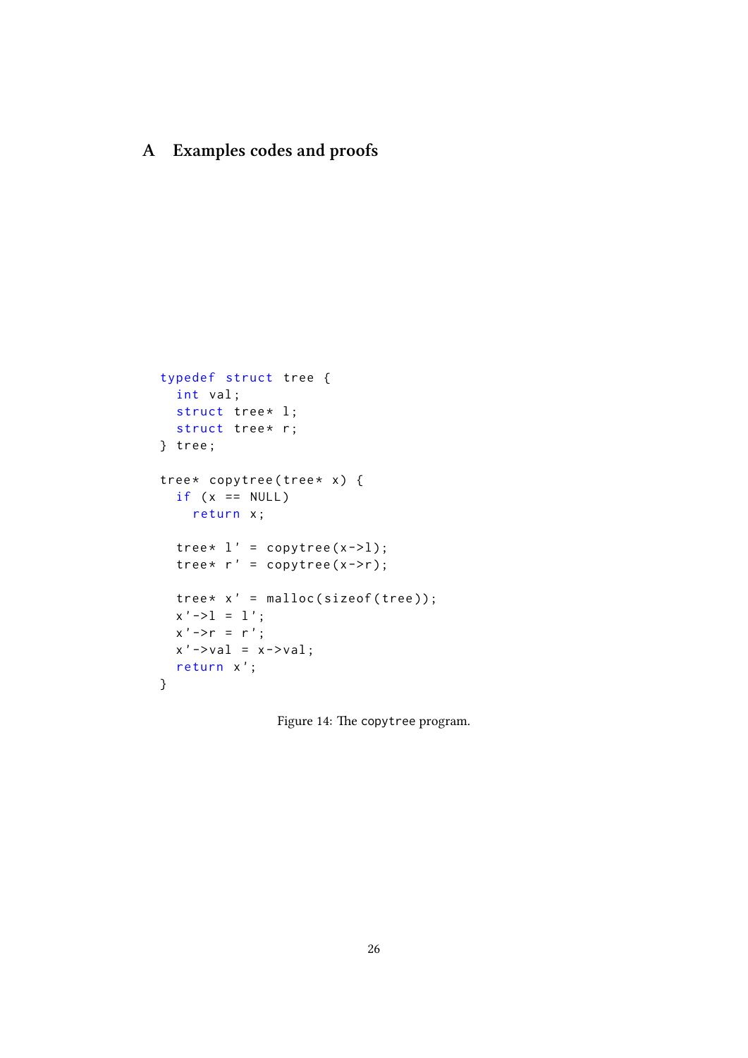# A Examples codes and proofs

```
typedef struct tree {
  int val;
  struct tree* l;
  struct tree* r;
} tree;

tree* copytree(tree* x) {
  if (x == NULL)
    return x;

  tree* l' = copytree(x->l);
  tree* r' = copytree(x->r);

  tree* x' = malloc(sizeof(tree));
  x'->l = l';
  x'->r = r';
  x'->val = x->val;
  return x';
}
```

Figure 14: The copytree program.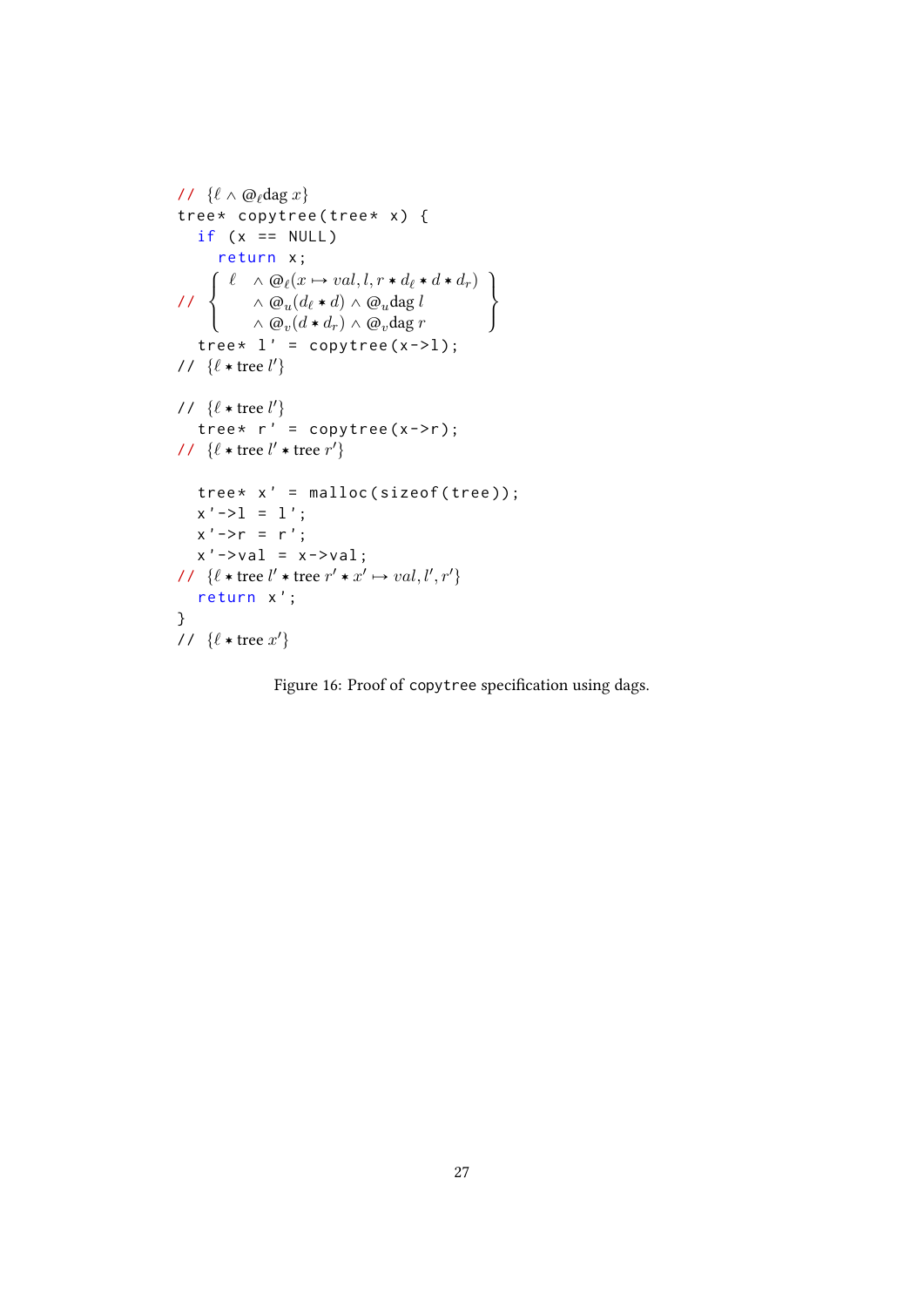```
// {ℓ ∧ @ℓdag x}
tree* copytree(tree* x) {
  if (x == NULL)
    return x;
//  { ℓ   ∧ @ℓ(x ↦ val, l, r ∗ dℓ ∗ d ∗ dr)
//        ∧ @u(dℓ ∗ d) ∧ @u dag l
//        ∧ @v(d ∗ dr) ∧ @v dag r }
  tree* l' = copytree(x->l);
// {ℓ ∗ tree l'}

// {ℓ ∗ tree l'}
  tree* r' = copytree(x->r);
// {ℓ ∗ tree l' ∗ tree r'}

  tree* x' = malloc(sizeof(tree));
  x'->l = l';
  x'->r = r';
  x'->val = x->val;
// {ℓ ∗ tree l' ∗ tree r' ∗ x' ↦ val, l', r'}
  return x';
}
// {ℓ ∗ tree x'}
```

Figure 16: Proof of copytree specification using dags.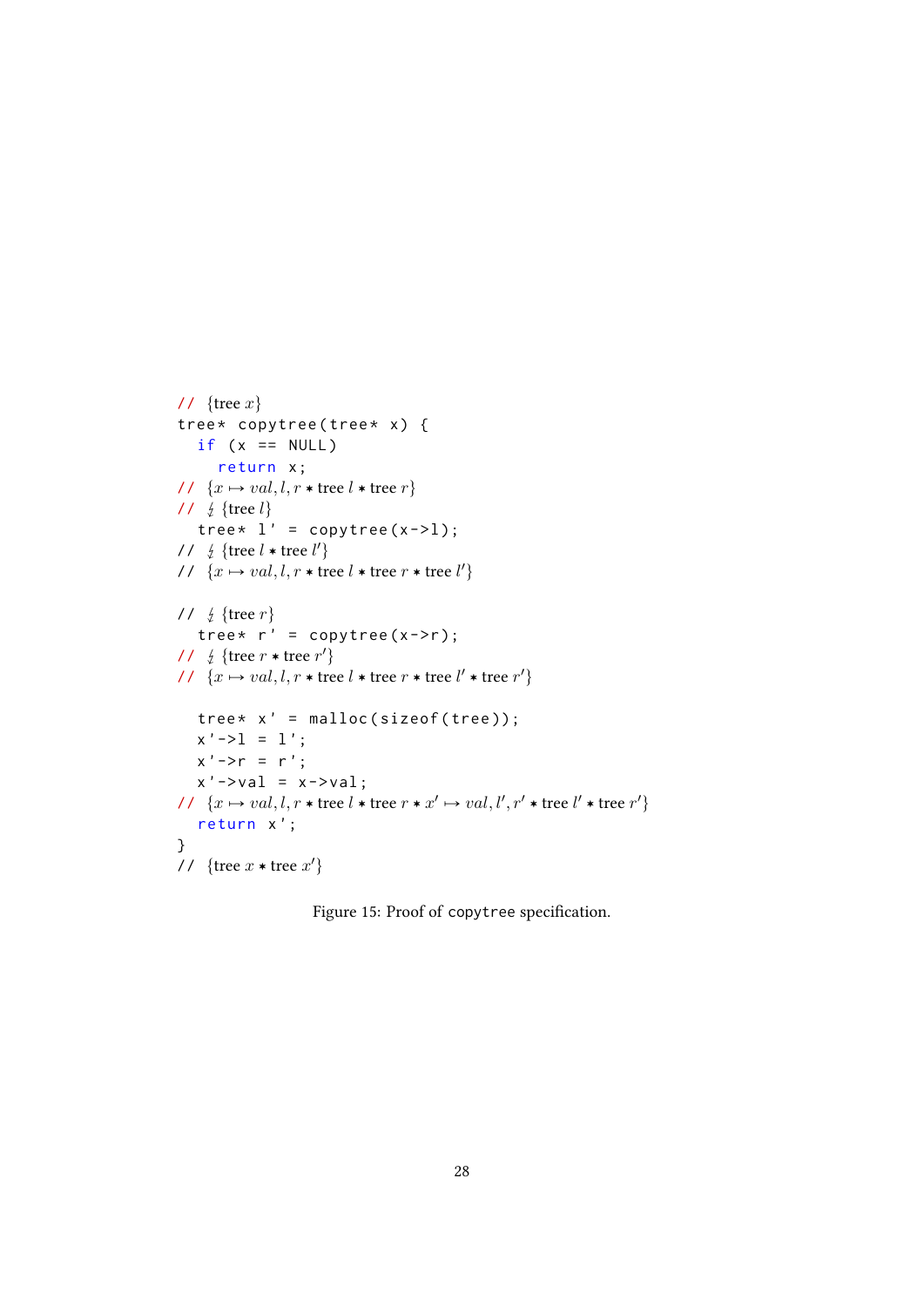```
// {tree x}
tree* copytree(tree* x) {
  if (x == NULL)
    return x;
// {x ↦ val, l, r ∗ tree l ∗ tree r}
// ↯ {tree l}
  tree* l' = copytree(x->l);
// ↯ {tree l ∗ tree l'}
// {x ↦ val, l, r ∗ tree l ∗ tree r ∗ tree l'}

// ↯ {tree r}
  tree* r' = copytree(x->r);
// ↯ {tree r ∗ tree r'}
// {x ↦ val, l, r ∗ tree l ∗ tree r ∗ tree l' ∗ tree r'}

  tree* x' = malloc(sizeof(tree));
  x'->l = l';
  x'->r = r';
  x'->val = x->val;
// {x ↦ val, l, r ∗ tree l ∗ tree r ∗ x' ↦ val, l', r' ∗ tree l' ∗ tree r'}
  return x';
}
// {tree x ∗ tree x'}
```

Figure 15: Proof of `copytree` specification.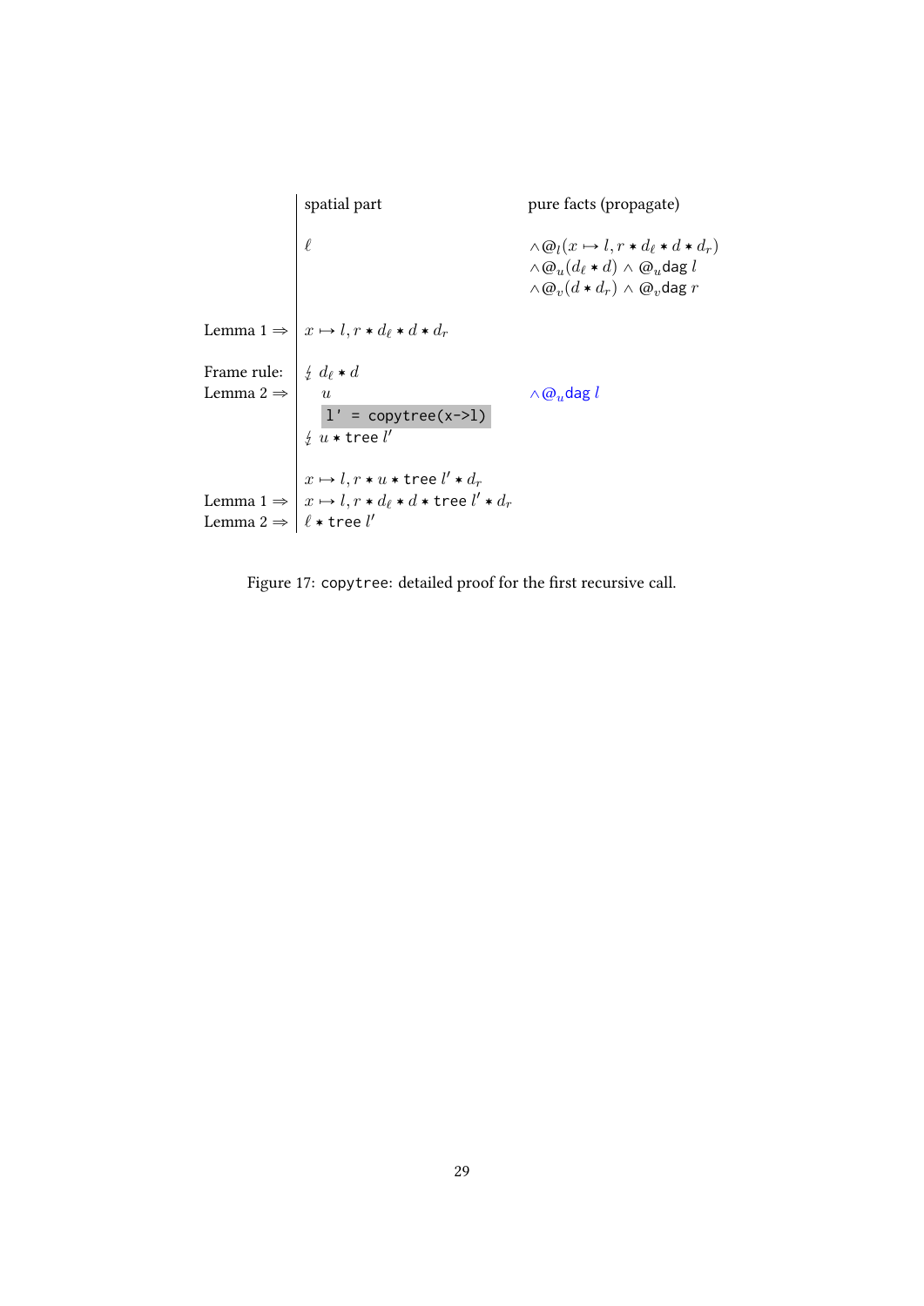| | spatial part | pure facts (propagate) |
|---|---|---|
| | $\ell$ | $\wedge @_l(x \mapsto l, r * d_\ell * d * d_r)$ <br> $\wedge @_u(d_\ell * d) \wedge @_u\mathsf{dag}\ l$ <br> $\wedge @_v(d * d_r) \wedge @_v\mathsf{dag}\ r$ |
| Lemma 1 $\Rightarrow$ | $x \mapsto l, r * d_\ell * d * d_r$ | |
| Frame rule: | $\lightning\ d_\ell * d$ | |
| Lemma 2 $\Rightarrow$ | $u$ | $\wedge @_u\mathsf{dag}\ l$ |
| | `l' = copytree(x->l)` | |
| | $\lightning\ u * \mathsf{tree}\ l'$ | |
| | $x \mapsto l, r * u * \mathsf{tree}\ l' * d_r$ | |
| Lemma 1 $\Rightarrow$ | $x \mapsto l, r * d_\ell * d * \mathsf{tree}\ l' * d_r$ | |
| Lemma 2 $\Rightarrow$ | $\ell * \mathsf{tree}\ l'$ | |

Figure 17: `copytree`: detailed proof for the first recursive call.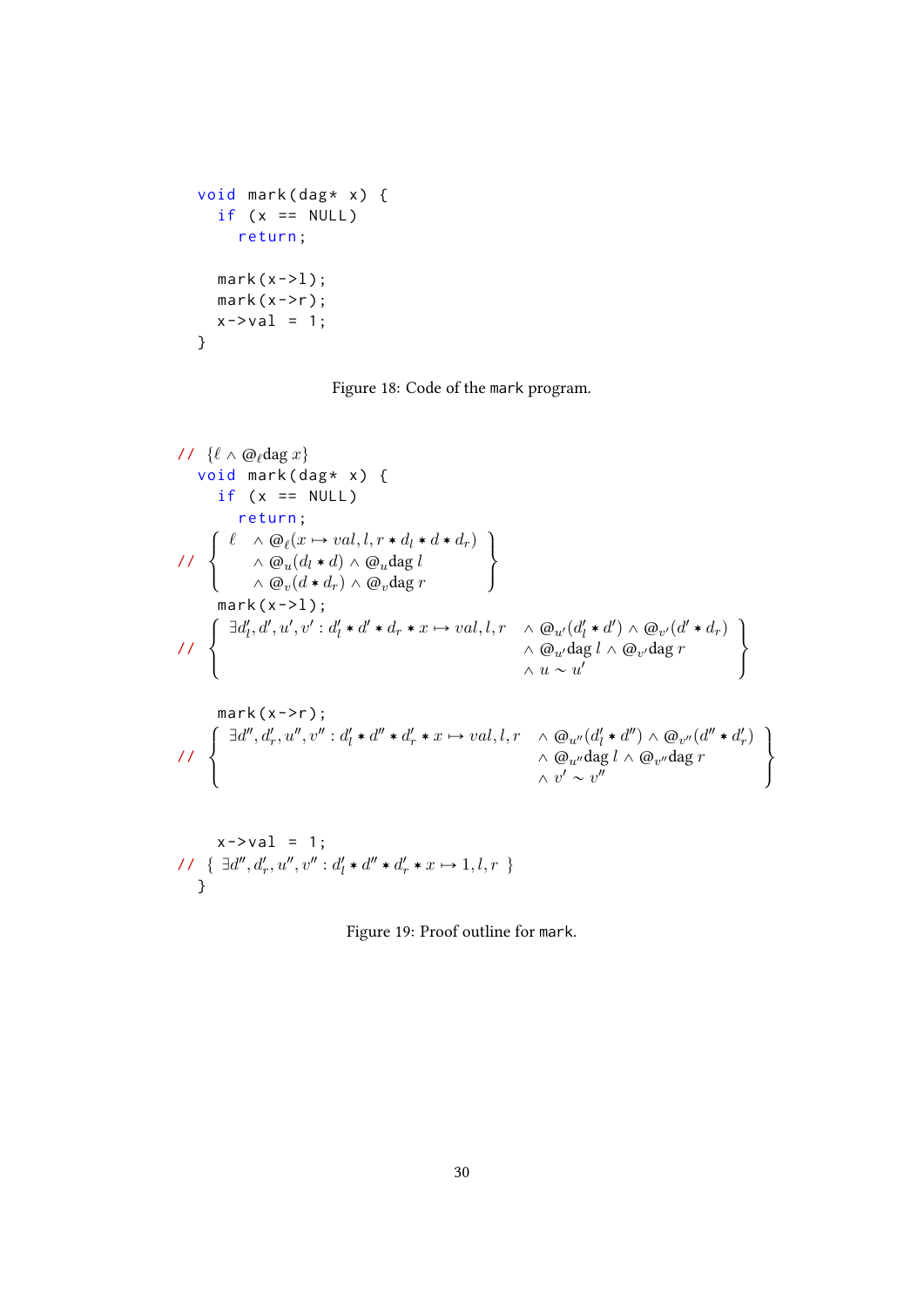```
void mark(dag* x) {
  if (x == NULL)
    return;

  mark(x->l);
  mark(x->r);
  x->val = 1;
}
```

Figure 18: Code of the mark program.

```
// {ℓ ∧ @_ℓ dag x}
  void mark(dag* x) {
    if (x == NULL)
      return;
```

$$// \left\{ \begin{array}{l} \ell \quad \wedge\, @_{\ell}(x \mapsto val, l, r * d_l * d * d_r) \\ \quad\;\; \wedge\, @_{u}(d_l * d) \wedge @_{u}\mathrm{dag}\; l \\ \quad\;\; \wedge\, @_{v}(d * d_r) \wedge @_{v}\mathrm{dag}\; r \end{array} \right\}$$

```
    mark(x->l);
```

$$// \left\{ \begin{array}{ll} \exists d_l', d', u', v' : d_l' * d' * d_r * x \mapsto val, l, r & \wedge\, @_{u'}(d_l' * d') \wedge @_{v'}(d' * d_r) \\ & \wedge\, @_{u'}\mathrm{dag}\; l \wedge @_{v'}\mathrm{dag}\; r \\ & \wedge\, u \sim u' \end{array} \right\}$$

```
    mark(x->r);
```

$$// \left\{ \begin{array}{ll} \exists d'', d_r', u'', v'' : d_l' * d'' * d_r' * x \mapsto val, l, r & \wedge\, @_{u''}(d_l' * d'') \wedge @_{v''}(d'' * d_r') \\ & \wedge\, @_{u''}\mathrm{dag}\; l \wedge @_{v''}\mathrm{dag}\; r \\ & \wedge\, v' \sim v'' \end{array} \right\}$$

```
    x->val = 1;
```

$$// \;\{\; \exists d'', d_r', u'', v'' : d_l' * d'' * d_r' * x \mapsto 1, l, r \;\}$$

```
  }
```

Figure 19: Proof outline for mark.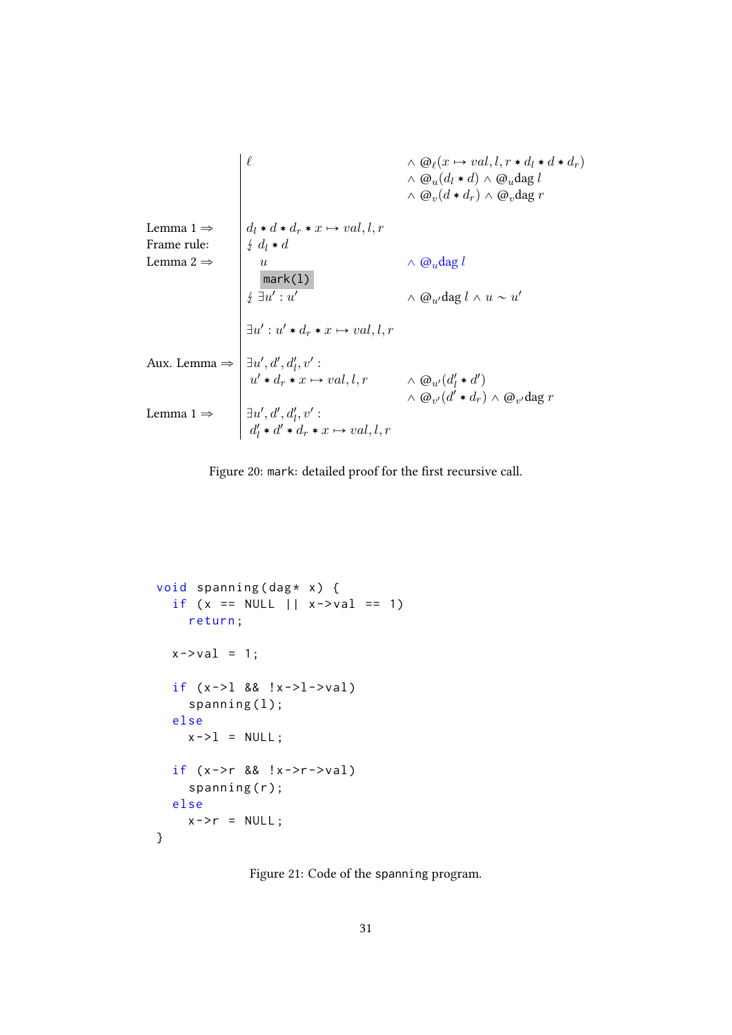| | | |
|---|---|---|
| | $\ell$ | $\land\ @_\ell(x \mapsto val, l, r * d_l * d * d_r)$ <br> $\land\ @_u(d_l * d) \land @_u\text{dag } l$ <br> $\land\ @_v(d * d_r) \land @_v\text{dag } r$ |
| Lemma 1 $\Rightarrow$ | $d_l * d * d_r * x \mapsto val, l, r$ | |
| Frame rule: | $\lightning\ d_l * d$ | |
| Lemma 2 $\Rightarrow$ | $u$ | $\land\ @_u\text{dag } l$ |
| | `mark(l)` | |
| | $\lightning\ \exists u' : u'$ | $\land\ @_{u'}\text{dag } l \land u \sim u'$ |
| | $\exists u' : u' * d_r * x \mapsto val, l, r$ | |
| Aux. Lemma $\Rightarrow$ | $\exists u', d', d'_l, v' :$ <br> $u' * d_r * x \mapsto val, l, r$ | $\land\ @_{u'}(d'_l * d')$ <br> $\land\ @_{v'}(d' * d_r) \land @_{v'}\text{dag } r$ |
| Lemma 1 $\Rightarrow$ | $\exists u', d', d'_l, v' :$ <br> $d'_l * d' * d_r * x \mapsto val, l, r$ | |

Figure 20: `mark`: detailed proof for the first recursive call.

```
void spanning(dag* x) {
  if (x == NULL || x->val == 1)
    return;

  x->val = 1;

  if (x->l && !x->l->val)
    spanning(l);
  else
    x->l = NULL;

  if (x->r && !x->r->val)
    spanning(r);
  else
    x->r = NULL;
}
```

Figure 21: Code of the `spanning` program.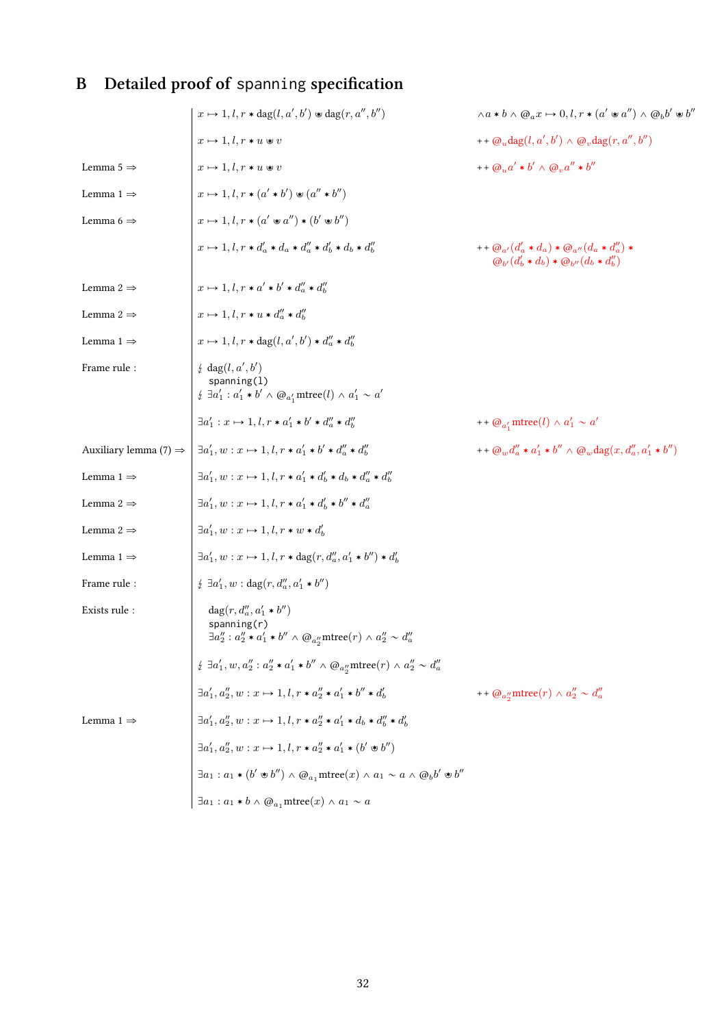# B Detailed proof of spanning specification

| | | |
|---|---|---|
| | $x \mapsto 1, l, r * \mathrm{dag}(l, a', b') \circledast \mathrm{dag}(r, a'', b'')$ | $\wedge a * b \wedge @_a x \mapsto 0, l, r * (a' \circledast a'') \wedge @_b b' \circledast b''$ |
| | $x \mapsto 1, l, r * u \circledast v$ | $++ @_u \mathrm{dag}(l, a', b') \wedge @_v \mathrm{dag}(r, a'', b'')$ |
| Lemma 5 ⇒ | $x \mapsto 1, l, r * u \circledast v$ | $++ @_u a' * b' \wedge @_v a'' * b''$ |
| Lemma 1 ⇒ | $x \mapsto 1, l, r * (a' * b') \circledast (a'' * b'')$ | |
| Lemma 6 ⇒ | $x \mapsto 1, l, r * (a' \circledast a'') * (b' \circledast b'')$ | |
| | $x \mapsto 1, l, r * d'_a * d_a * d''_a * d'_b * d_b * d''_b$ | $++ @_{a'}(d'_a * d_a) * @_{a''}(d_a * d''_a) * @_{b'}(d'_b * d_b) * @_{b''}(d_b * d''_b)$ |
| Lemma 2 ⇒ | $x \mapsto 1, l, r * a' * b' * d''_a * d''_b$ | |
| Lemma 2 ⇒ | $x \mapsto 1, l, r * u * d''_a * d''_b$ | |
| Lemma 1 ⇒ | $x \mapsto 1, l, r * \mathrm{dag}(l, a', b') * d''_a * d''_b$ | |
| Frame rule : | $\lightning\ \mathrm{dag}(l, a', b')$ `spanning(l)` $\lightning\ \exists a'_1 : a'_1 * b' \wedge @_{a'_1} \mathrm{mtree}(l) \wedge a'_1 \sim a'$ | |
| | $\exists a'_1 : x \mapsto 1, l, r * a'_1 * b' * d''_a * d''_b$ | $++ @_{a'_1} \mathrm{mtree}(l) \wedge a'_1 \sim a'$ |
| Auxiliary lemma (7) ⇒ | $\exists a'_1, w : x \mapsto 1, l, r * a'_1 * b' * d''_a * d''_b$ | $++ @_w d''_a * a'_1 * b'' \wedge @_w \mathrm{dag}(x, d''_a, a'_1 * b'')$ |
| Lemma 1 ⇒ | $\exists a'_1, w : x \mapsto 1, l, r * a'_1 * d'_b * d_b * d''_a * d''_b$ | |
| Lemma 2 ⇒ | $\exists a'_1, w : x \mapsto 1, l, r * a'_1 * d'_b * b'' * d''_a$ | |
| Lemma 2 ⇒ | $\exists a'_1, w : x \mapsto 1, l, r * w * d'_b$ | |
| Lemma 1 ⇒ | $\exists a'_1, w : x \mapsto 1, l, r * \mathrm{dag}(r, d''_a, a'_1 * b'') * d'_b$ | |
| Frame rule : | $\lightning\ \exists a'_1, w : \mathrm{dag}(r, d''_a, a'_1 * b'')$ | |
| Exists rule : | $\mathrm{dag}(r, d''_a, a'_1 * b'')$ `spanning(r)` $\exists a''_2 : a''_2 * a'_1 * b'' \wedge @_{a''_2} \mathrm{mtree}(r) \wedge a''_2 \sim d''_a$ | |
| | $\lightning\ \exists a'_1, w, a''_2 : a''_2 * a'_1 * b'' \wedge @_{a''_2} \mathrm{mtree}(r) \wedge a''_2 \sim d''_a$ | |
| | $\exists a'_1, a''_2, w : x \mapsto 1, l, r * a''_2 * a'_1 * b'' * d'_b$ | $++ @_{a''_2} \mathrm{mtree}(r) \wedge a''_2 \sim d''_a$ |
| Lemma 1 ⇒ | $\exists a'_1, a''_2, w : x \mapsto 1, l, r * a''_2 * a'_1 * d_b * d''_b * d'_b$ | |
| | $\exists a'_1, a''_2, w : x \mapsto 1, l, r * a''_2 * a'_1 * (b' \circledast b'')$ | |
| | $\exists a_1 : a_1 * (b' \circledast b'') \wedge @_{a_1} \mathrm{mtree}(x) \wedge a_1 \sim a \wedge @_b b' \circledast b''$ | |
| | $\exists a_1 : a_1 * b \wedge @_{a_1} \mathrm{mtree}(x) \wedge a_1 \sim a$ | |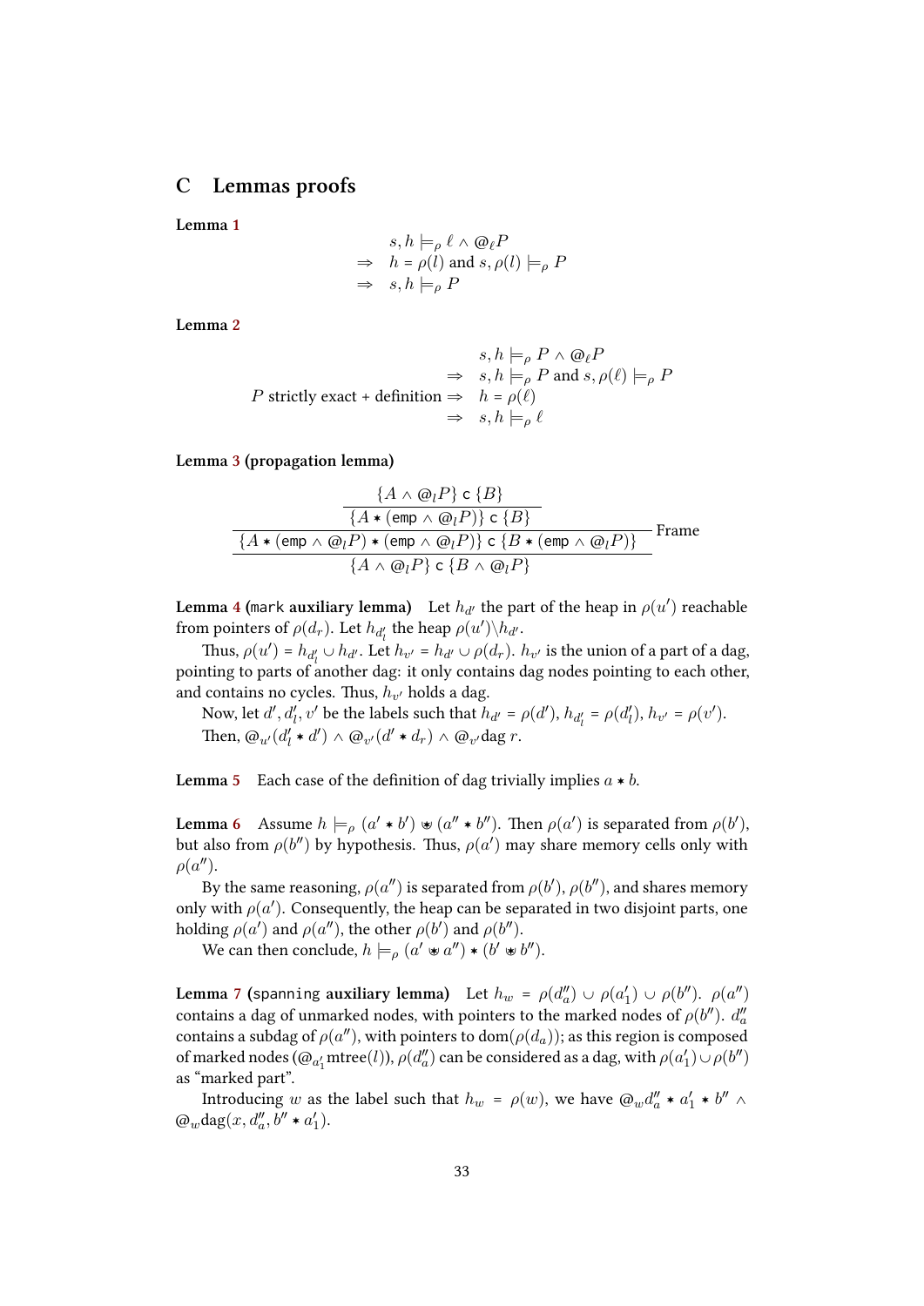## C Lemmas proofs

**Lemma 1**

$$
\begin{array}{ll}
& s, h \models_\rho \ell \wedge @_\ell P \\
\Rightarrow & h = \rho(l) \text{ and } s, \rho(l) \models_\rho P \\
\Rightarrow & s, h \models_\rho P
\end{array}
$$

**Lemma 2**

$$
\begin{array}{rl}
& s, h \models_\rho P \wedge @_\ell P \\
\Rightarrow & s, h \models_\rho P \text{ and } s, \rho(\ell) \models_\rho P \\
P \text{ strictly exact + definition} \Rightarrow & h = \rho(\ell) \\
\Rightarrow & s, h \models_\rho \ell
\end{array}
$$

**Lemma 3 (propagation lemma)**

$$
\dfrac{\dfrac{\{A \wedge @_l P\} \ \mathsf{c} \ \{B\}}{\{A * (\mathsf{emp} \wedge @_l P)\} \ \mathsf{c} \ \{B\}}}{\dfrac{\{A * (\mathsf{emp} \wedge @_l P) * (\mathsf{emp} \wedge @_l P)\} \ \mathsf{c} \ \{B * (\mathsf{emp} \wedge @_l P)\}}{\{A \wedge @_l P\} \ \mathsf{c} \ \{B \wedge @_l P\}}} \text{ Frame}
$$

**Lemma 4 (`mark` auxiliary lemma)** Let $h_{d'}$ the part of the heap in $\rho(u')$ reachable from pointers of $\rho(d_r)$. Let $h_{d'_l}$ the heap $\rho(u') \backslash h_{d'}$.

Thus, $\rho(u') = h_{d'_l} \cup h_{d'}$. Let $h_{v'} = h_{d'} \cup \rho(d_r)$. $h_{v'}$ is the union of a part of a dag, pointing to parts of another dag: it only contains dag nodes pointing to each other, and contains no cycles. Thus, $h_{v'}$ holds a dag.

Now, let $d', d'_l, v'$ be the labels such that $h_{d'} = \rho(d')$, $h_{d'_l} = \rho(d'_l)$, $h_{v'} = \rho(v')$.

Then, $@_{u'}(d'_l * d') \wedge @_{v'}(d' * d_r) \wedge @_{v'} \text{dag } r$.

**Lemma 5** Each case of the definition of dag trivially implies $a * b$.

**Lemma 6** Assume $h \models_\rho (a' * b') \circledast (a'' * b'')$. Then $\rho(a')$ is separated from $\rho(b')$, but also from $\rho(b'')$ by hypothesis. Thus, $\rho(a')$ may share memory cells only with $\rho(a'')$.

By the same reasoning, $\rho(a'')$ is separated from $\rho(b')$, $\rho(b'')$, and shares memory only with $\rho(a')$. Consequently, the heap can be separated in two disjoint parts, one holding $\rho(a')$ and $\rho(a'')$, the other $\rho(b')$ and $\rho(b'')$.

We can then conclude, $h \models_\rho (a' \circledast a'') * (b' \circledast b'')$.

**Lemma 7 (`spanning` auxiliary lemma)** Let $h_w = \rho(d''_a) \cup \rho(a'_1) \cup \rho(b'')$. $\rho(a'')$ contains a dag of unmarked nodes, with pointers to the marked nodes of $\rho(b'')$. $d''_a$ contains a subdag of $\rho(a'')$, with pointers to $\text{dom}(\rho(d_a))$; as this region is composed of marked nodes ($@_{a'_1} \text{mtree}(l)$), $\rho(d''_a)$ can be considered as a dag, with $\rho(a'_1) \cup \rho(b'')$ as "marked part".

Introducing $w$ as the label such that $h_w = \rho(w)$, we have $@_w d''_a * a'_1 * b'' \wedge @_w \text{dag}(x, d''_a, b'' * a'_1)$.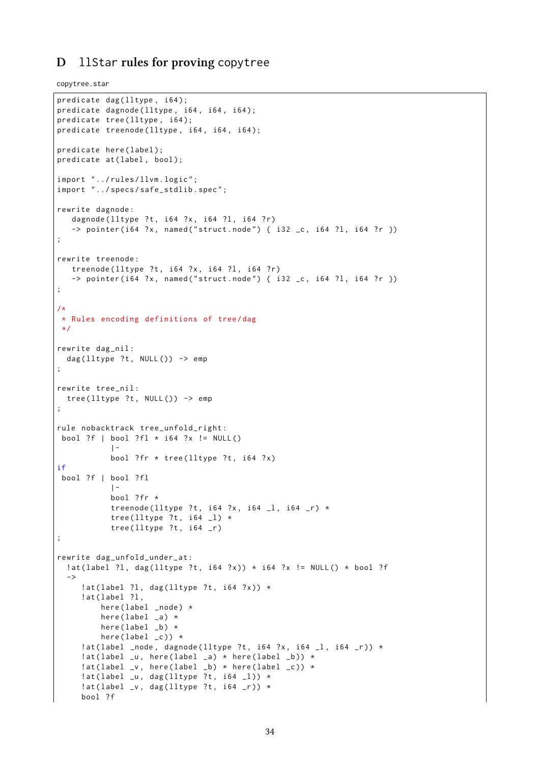## D `llStar` rules for proving `copytree`

copytree.star

```
predicate dag(lltype, i64);
predicate dagnode(lltype, i64, i64, i64);
predicate tree(lltype, i64);
predicate treenode(lltype, i64, i64, i64);

predicate here(label);
predicate at(label, bool);

import "../rules/llvm.logic";
import "../specs/safe_stdlib.spec";

rewrite dagnode:
   dagnode(lltype ?t, i64 ?x, i64 ?l, i64 ?r)
   -> pointer(i64 ?x, named("struct.node") { i32 _c, i64 ?l, i64 ?r })
;

rewrite treenode:
   treenode(lltype ?t, i64 ?x, i64 ?l, i64 ?r)
   -> pointer(i64 ?x, named("struct.node") { i32 _c, i64 ?l, i64 ?r })
;

/*
 * Rules encoding definitions of tree/dag
 */

rewrite dag_nil:
  dag(lltype ?t, NULL()) -> emp
;

rewrite tree_nil:
  tree(lltype ?t, NULL()) -> emp
;

rule nobacktrack tree_unfold_right:
 bool ?f | bool ?fl * i64 ?x != NULL()
           |-
           bool ?fr * tree(lltype ?t, i64 ?x)
if
 bool ?f | bool ?fl
           |-
           bool ?fr *
           treenode(lltype ?t, i64 ?x, i64 _l, i64 _r) *
           tree(lltype ?t, i64 _l) *
           tree(lltype ?t, i64 _r)
;

rewrite dag_unfold_under_at:
  !at(label ?l, dag(lltype ?t, i64 ?x)) * i64 ?x != NULL() * bool ?f
  ->
     !at(label ?l, dag(lltype ?t, i64 ?x)) *
     !at(label ?l,
         here(label _node) *
         here(label _a) *
         here(label _b) *
         here(label _c)) *
     !at(label _node, dagnode(lltype ?t, i64 ?x, i64 _l, i64 _r)) *
     !at(label _u, here(label _a) * here(label _b)) *
     !at(label _v, here(label _b) * here(label _c)) *
     !at(label _u, dag(lltype ?t, i64 _l)) *
     !at(label _v, dag(lltype ?t, i64 _r)) *
     bool ?f
```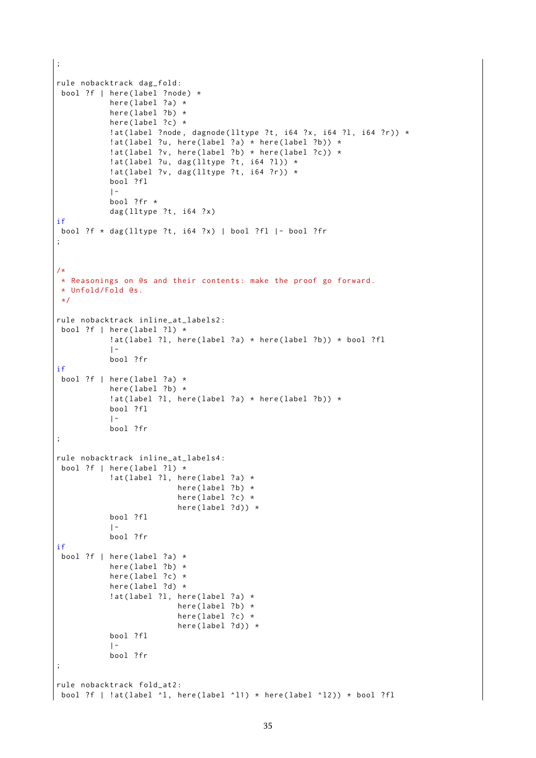```
;

rule nobacktrack dag_fold:
 bool ?f | here(label ?node) *
           here(label ?a) *
           here(label ?b) *
           here(label ?c) *
           !at(label ?node, dagnode(lltype ?t, i64 ?x, i64 ?l, i64 ?r)) *
           !at(label ?u, here(label ?a) * here(label ?b)) *
           !at(label ?v, here(label ?b) * here(label ?c)) *
           !at(label ?u, dag(lltype ?t, i64 ?l)) *
           !at(label ?v, dag(lltype ?t, i64 ?r)) *
           bool ?fl
           |-
           bool ?fr *
           dag(lltype ?t, i64 ?x)
if
 bool ?f * dag(lltype ?t, i64 ?x) | bool ?fl |- bool ?fr
;


/*
 * Reasonings on @s and their contents: make the proof go forward.
 * Unfold/Fold @s.
 */

rule nobacktrack inline_at_labels2:
 bool ?f | here(label ?l) *
           !at(label ?l, here(label ?a) * here(label ?b)) * bool ?fl
           |-
           bool ?fr
if
 bool ?f | here(label ?a) *
           here(label ?b) *
           !at(label ?l, here(label ?a) * here(label ?b)) *
           bool ?fl
           |-
           bool ?fr
;

rule nobacktrack inline_at_labels4:
 bool ?f | here(label ?l) *
           !at(label ?l, here(label ?a) *
                         here(label ?b) *
                         here(label ?c) *
                         here(label ?d)) *
           bool ?fl
           |-
           bool ?fr
if
 bool ?f | here(label ?a) *
           here(label ?b) *
           here(label ?c) *
           here(label ?d) *
           !at(label ?l, here(label ?a) *
                         here(label ?b) *
                         here(label ?c) *
                         here(label ?d)) *
           bool ?fl
           |-
           bool ?fr
;

rule nobacktrack fold_at2:
 bool ?f | !at(label ^l, here(label ^l1) * here(label ^l2)) * bool ?fl
```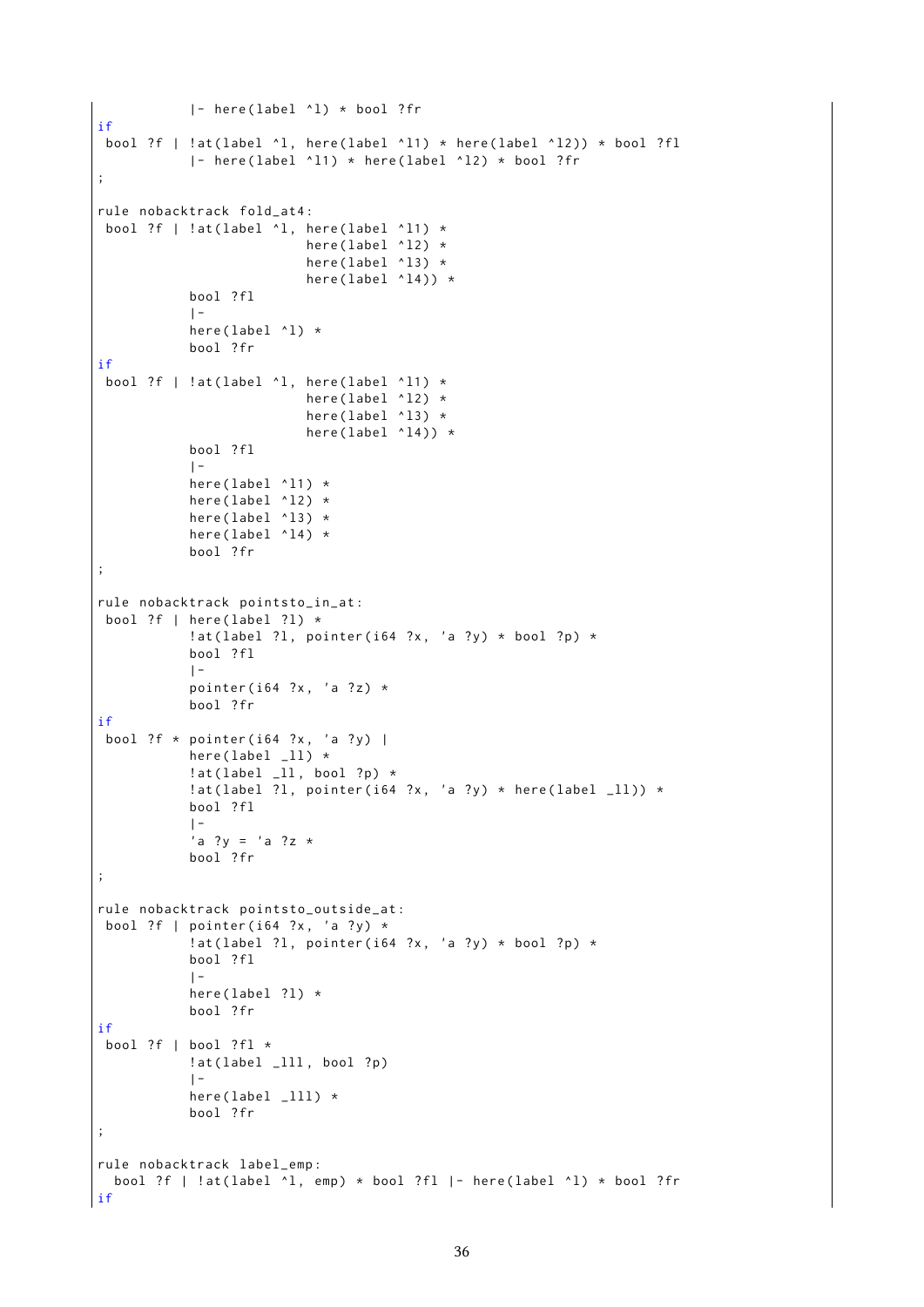```
           |- here(label ^l) * bool ?fr
if
 bool ?f | !at(label ^l, here(label ^l1) * here(label ^l2)) * bool ?fl
           |- here(label ^l1) * here(label ^l2) * bool ?fr
;

rule nobacktrack fold_at4:
 bool ?f | !at(label ^l, here(label ^l1) *
                         here(label ^l2) *
                         here(label ^l3) *
                         here(label ^l4)) *
           bool ?fl
           |-
           here(label ^l) *
           bool ?fr
if
 bool ?f | !at(label ^l, here(label ^l1) *
                         here(label ^l2) *
                         here(label ^l3) *
                         here(label ^l4)) *
           bool ?fl
           |-
           here(label ^l1) *
           here(label ^l2) *
           here(label ^l3) *
           here(label ^l4) *
           bool ?fr
;

rule nobacktrack pointsto_in_at:
 bool ?f | here(label ?l) *
           !at(label ?l, pointer(i64 ?x, 'a ?y) * bool ?p) *
           bool ?fl
           |-
           pointer(i64 ?x, 'a ?z) *
           bool ?fr
if
 bool ?f * pointer(i64 ?x, 'a ?y) |
           here(label _ll) *
           !at(label _ll, bool ?p) *
           !at(label ?l, pointer(i64 ?x, 'a ?y) * here(label _ll)) *
           bool ?fl
           |-
           'a ?y = 'a ?z *
           bool ?fr
;

rule nobacktrack pointsto_outside_at:
 bool ?f | pointer(i64 ?x, 'a ?y) *
           !at(label ?l, pointer(i64 ?x, 'a ?y) * bool ?p) *
           bool ?fl
           |-
           here(label ?l) *
           bool ?fr
if
 bool ?f | bool ?fl *
           !at(label _lll, bool ?p)
           |-
           here(label _lll) *
           bool ?fr
;

rule nobacktrack label_emp:
  bool ?f | !at(label ^l, emp) * bool ?fl |- here(label ^l) * bool ?fr
if
```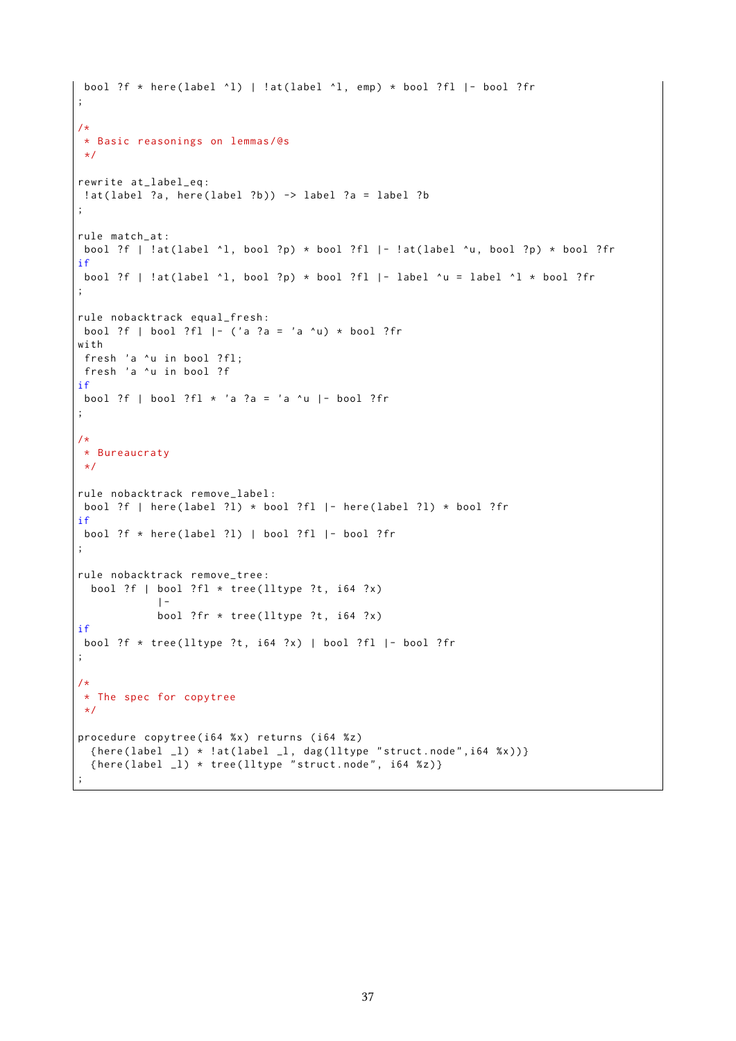```
 bool ?f * here(label ^l) | !at(label ^l, emp) * bool ?fl |- bool ?fr
;

/*
 * Basic reasonings on lemmas/@s
 */

rewrite at_label_eq:
 !at(label ?a, here(label ?b)) -> label ?a = label ?b
;

rule match_at:
 bool ?f | !at(label ^l, bool ?p) * bool ?fl |- !at(label ^u, bool ?p) * bool ?fr
if
 bool ?f | !at(label ^l, bool ?p) * bool ?fl |- label ^u = label ^l * bool ?fr
;

rule nobacktrack equal_fresh:
 bool ?f | bool ?fl |- ('a ?a = 'a ^u) * bool ?fr
with
 fresh 'a ^u in bool ?fl;
 fresh 'a ^u in bool ?f
if
 bool ?f | bool ?fl * 'a ?a = 'a ^u |- bool ?fr
;

/*
 * Bureaucraty
 */

rule nobacktrack remove_label:
 bool ?f | here(label ?l) * bool ?fl |- here(label ?l) * bool ?fr
if
 bool ?f * here(label ?l) | bool ?fl |- bool ?fr
;

rule nobacktrack remove_tree:
  bool ?f | bool ?fl * tree(lltype ?t, i64 ?x)
            |-
            bool ?fr * tree(lltype ?t, i64 ?x)
if
 bool ?f * tree(lltype ?t, i64 ?x) | bool ?fl |- bool ?fr
;

/*
 * The spec for copytree
 */

procedure copytree(i64 %x) returns (i64 %z)
  {here(label _l) * !at(label _l, dag(lltype "struct.node",i64 %x))}
  {here(label _l) * tree(lltype "struct.node", i64 %z)}
;
```